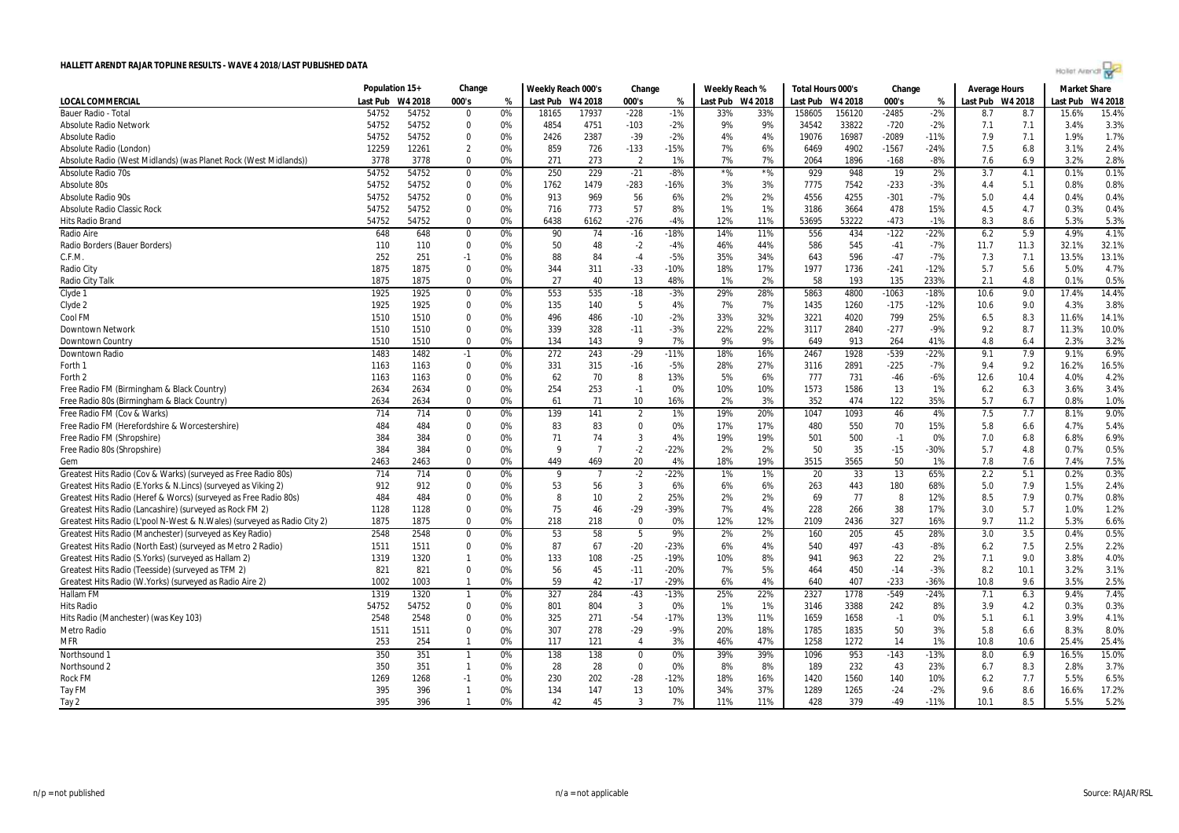# HALLETT ARENDT RAJAR TOPLINE RESULTS - WAVE 4 2018/LAST PUBLISHED DATA

| LOCAL COMMERCIAL | Population 15+ | | Change | | Weekly Reach 000's | | Change | | Weekly Reach % | | Total Hours 000's | | Change | | Average Hours | | Market Share | |
|---|---|---|---|---|---|---|---|---|---|---|---|---|---|---|---|---|---|---|
| | Last Pub | W4 2018 | 000's | % | Last Pub | W4 2018 | 000's | % | Last Pub | W4 2018 | Last Pub | W4 2018 | 000's | % | Last Pub | W4 2018 | Last Pub | W4 2018 |
| Bauer Radio - Total | 54752 | 54752 | 0 | 0% | 18165 | 17937 | -228 | -1% | 33% | 33% | 158605 | 156120 | -2485 | -2% | 8.7 | 8.7 | 15.6% | 15.4% |
| Absolute Radio Network | 54752 | 54752 | 0 | 0% | 4854 | 4751 | -103 | -2% | 9% | 9% | 34542 | 33822 | -720 | -2% | 7.1 | 7.1 | 3.4% | 3.3% |
| Absolute Radio | 54752 | 54752 | 0 | 0% | 2426 | 2387 | -39 | -2% | 4% | 4% | 19076 | 16987 | -2089 | -11% | 7.9 | 7.1 | 1.9% | 1.7% |
| Absolute Radio (London) | 12259 | 12261 | 2 | 0% | 859 | 726 | -133 | -15% | 7% | 6% | 6469 | 4902 | -1567 | -24% | 7.5 | 6.8 | 3.1% | 2.4% |
| Absolute Radio (West Midlands) (was Planet Rock (West Midlands)) | 3778 | 3778 | 0 | 0% | 271 | 273 | 2 | 1% | 7% | 7% | 2064 | 1896 | -168 | -8% | 7.6 | 6.9 | 3.2% | 2.8% |
| Absolute Radio 70s | 54752 | 54752 | 0 | 0% | 250 | 229 | -21 | -8% | *% | *% | 929 | 948 | 19 | 2% | 3.7 | 4.1 | 0.1% | 0.1% |
| Absolute 80s | 54752 | 54752 | 0 | 0% | 1762 | 1479 | -283 | -16% | 3% | 3% | 7775 | 7542 | -233 | -3% | 4.4 | 5.1 | 0.8% | 0.8% |
| Absolute Radio 90s | 54752 | 54752 | 0 | 0% | 913 | 969 | 56 | 6% | 2% | 2% | 4556 | 4255 | -301 | -7% | 5.0 | 4.4 | 0.4% | 0.4% |
| Absolute Radio Classic Rock | 54752 | 54752 | 0 | 0% | 716 | 773 | 57 | 8% | 1% | 1% | 3186 | 3664 | 478 | 15% | 4.5 | 4.7 | 0.3% | 0.4% |
| Hits Radio Brand | 54752 | 54752 | 0 | 0% | 6438 | 6162 | -276 | -4% | 12% | 11% | 53695 | 53222 | -473 | -1% | 8.3 | 8.6 | 5.3% | 5.3% |
| Radio Aire | 648 | 648 | 0 | 0% | 90 | 74 | -16 | -18% | 14% | 11% | 556 | 434 | -122 | -22% | 6.2 | 5.9 | 4.9% | 4.1% |
| Radio Borders (Bauer Borders) | 110 | 110 | 0 | 0% | 50 | 48 | -2 | -4% | 46% | 44% | 586 | 545 | -41 | -7% | 11.7 | 11.3 | 32.1% | 32.1% |
| C.F.M. | 252 | 251 | -1 | 0% | 88 | 84 | -4 | -5% | 35% | 34% | 643 | 596 | -47 | -7% | 7.3 | 7.1 | 13.5% | 13.1% |
| Radio City | 1875 | 1875 | 0 | 0% | 344 | 311 | -33 | -10% | 18% | 17% | 1977 | 1736 | -241 | -12% | 5.7 | 5.6 | 5.0% | 4.7% |
| Radio City Talk | 1875 | 1875 | 0 | 0% | 27 | 40 | 13 | 48% | 1% | 2% | 58 | 193 | 135 | 233% | 2.1 | 4.8 | 0.1% | 0.5% |
| Clyde 1 | 1925 | 1925 | 0 | 0% | 553 | 535 | -18 | -3% | 29% | 28% | 5863 | 4800 | -1063 | -18% | 10.6 | 9.0 | 17.4% | 14.4% |
| Clyde 2 | 1925 | 1925 | 0 | 0% | 135 | 140 | 5 | 4% | 7% | 7% | 1435 | 1260 | -175 | -12% | 10.6 | 9.0 | 4.3% | 3.8% |
| Cool FM | 1510 | 1510 | 0 | 0% | 496 | 486 | -10 | -2% | 33% | 32% | 3221 | 4020 | 799 | 25% | 6.5 | 8.3 | 11.6% | 14.1% |
| Downtown Network | 1510 | 1510 | 0 | 0% | 339 | 328 | -11 | -3% | 22% | 22% | 3117 | 2840 | -277 | -9% | 9.2 | 8.7 | 11.3% | 10.0% |
| Downtown Country | 1510 | 1510 | 0 | 0% | 134 | 143 | 9 | 7% | 9% | 9% | 649 | 913 | 264 | 41% | 4.8 | 6.4 | 2.3% | 3.2% |
| Downtown Radio | 1483 | 1482 | -1 | 0% | 272 | 243 | -29 | -11% | 18% | 16% | 2467 | 1928 | -539 | -22% | 9.1 | 7.9 | 9.1% | 6.9% |
| Forth 1 | 1163 | 1163 | 0 | 0% | 331 | 315 | -16 | -5% | 28% | 27% | 3116 | 2891 | -225 | -7% | 9.4 | 9.2 | 16.2% | 16.5% |
| Forth 2 | 1163 | 1163 | 0 | 0% | 62 | 70 | 8 | 13% | 5% | 6% | 777 | 731 | -46 | -6% | 12.6 | 10.4 | 4.0% | 4.2% |
| Free Radio FM (Birmingham & Black Country) | 2634 | 2634 | 0 | 0% | 254 | 253 | -1 | 0% | 10% | 10% | 1573 | 1586 | 13 | 1% | 6.2 | 6.3 | 3.6% | 3.4% |
| Free Radio 80s (Birmingham & Black Country) | 2634 | 2634 | 0 | 0% | 61 | 71 | 10 | 16% | 2% | 3% | 352 | 474 | 122 | 35% | 5.7 | 6.7 | 0.8% | 1.0% |
| Free Radio FM (Cov & Warks) | 714 | 714 | 0 | 0% | 139 | 141 | 2 | 1% | 19% | 20% | 1047 | 1093 | 46 | 4% | 7.5 | 7.7 | 8.1% | 9.0% |
| Free Radio FM (Herefordshire & Worcestershire) | 484 | 484 | 0 | 0% | 83 | 83 | 0 | 0% | 17% | 17% | 480 | 550 | 70 | 15% | 5.8 | 6.6 | 4.7% | 5.4% |
| Free Radio FM (Shropshire) | 384 | 384 | 0 | 0% | 71 | 74 | 3 | 4% | 19% | 19% | 501 | 500 | -1 | 0% | 7.0 | 6.8 | 6.8% | 6.9% |
| Free Radio 80s (Shropshire) | 384 | 384 | 0 | 0% | 9 | 7 | -2 | -22% | 2% | 2% | 50 | 35 | -15 | -30% | 5.7 | 4.8 | 0.7% | 0.5% |
| Gem | 2463 | 2463 | 0 | 0% | 449 | 469 | 20 | 4% | 18% | 19% | 3515 | 3565 | 50 | 1% | 7.8 | 7.6 | 7.4% | 7.5% |
| Greatest Hits Radio (Cov & Warks) (surveyed as Free Radio 80s) | 714 | 714 | 0 | 0% | 9 | 7 | -2 | -22% | 1% | 1% | 20 | 33 | 13 | 65% | 2.2 | 5.1 | 0.2% | 0.3% |
| Greatest Hits Radio (E.Yorks & N.Lincs) (surveyed as Viking 2) | 912 | 912 | 0 | 0% | 53 | 56 | 3 | 6% | 6% | 6% | 263 | 443 | 180 | 68% | 5.0 | 7.9 | 1.5% | 2.4% |
| Greatest Hits Radio (Heref & Worcs) (surveyed as Free Radio 80s) | 484 | 484 | 0 | 0% | 8 | 10 | 2 | 25% | 2% | 2% | 69 | 77 | 8 | 12% | 8.5 | 7.9 | 0.7% | 0.8% |
| Greatest Hits Radio (Lancashire) (surveyed as Rock FM 2) | 1128 | 1128 | 0 | 0% | 75 | 46 | -29 | -39% | 7% | 4% | 228 | 266 | 38 | 17% | 3.0 | 5.7 | 1.0% | 1.2% |
| Greatest Hits Radio (L'pool N-West & N.Wales) (surveyed as Radio City 2) | 1875 | 1875 | 0 | 0% | 218 | 218 | 0 | 0% | 12% | 12% | 2109 | 2436 | 327 | 16% | 9.7 | 11.2 | 5.3% | 6.6% |
| Greatest Hits Radio (Manchester) (surveyed as Key Radio) | 2548 | 2548 | 0 | 0% | 53 | 58 | 5 | 9% | 2% | 2% | 160 | 205 | 45 | 28% | 3.0 | 3.5 | 0.4% | 0.5% |
| Greatest Hits Radio (North East) (surveyed as Metro 2 Radio) | 1511 | 1511 | 0 | 0% | 87 | 67 | -20 | -23% | 6% | 4% | 540 | 497 | -43 | -8% | 6.2 | 7.5 | 2.5% | 2.2% |
| Greatest Hits Radio (S.Yorks) (surveyed as Hallam 2) | 1319 | 1320 | 1 | 0% | 133 | 108 | -25 | -19% | 10% | 8% | 941 | 963 | 22 | 2% | 7.1 | 9.0 | 3.8% | 4.0% |
| Greatest Hits Radio (Teesside) (surveyed as TFM 2) | 821 | 821 | 0 | 0% | 56 | 45 | -11 | -20% | 7% | 5% | 464 | 450 | -14 | -3% | 8.2 | 10.1 | 3.2% | 3.1% |
| Greatest Hits Radio (W.Yorks) (surveyed as Radio Aire 2) | 1002 | 1003 | 1 | 0% | 59 | 42 | -17 | -29% | 6% | 4% | 640 | 407 | -233 | -36% | 10.8 | 9.6 | 3.5% | 2.5% |
| Hallam FM | 1319 | 1320 | 1 | 0% | 327 | 284 | -43 | -13% | 25% | 22% | 2327 | 1778 | -549 | -24% | 7.1 | 6.3 | 9.4% | 7.4% |
| Hits Radio | 54752 | 54752 | 0 | 0% | 801 | 804 | 3 | 0% | 1% | 1% | 3146 | 3388 | 242 | 8% | 3.9 | 4.2 | 0.3% | 0.3% |
| Hits Radio (Manchester) (was Key 103) | 2548 | 2548 | 0 | 0% | 325 | 271 | -54 | -17% | 13% | 11% | 1659 | 1658 | -1 | 0% | 5.1 | 6.1 | 3.9% | 4.1% |
| Metro Radio | 1511 | 1511 | 0 | 0% | 307 | 278 | -29 | -9% | 20% | 18% | 1785 | 1835 | 50 | 3% | 5.8 | 6.6 | 8.3% | 8.0% |
| MFR | 253 | 254 | 1 | 0% | 117 | 121 | 4 | 3% | 46% | 47% | 1258 | 1272 | 14 | 1% | 10.8 | 10.6 | 25.4% | 25.4% |
| Northsound 1 | 350 | 351 | 1 | 0% | 138 | 138 | 0 | 0% | 39% | 39% | 1096 | 953 | -143 | -13% | 8.0 | 6.9 | 16.5% | 15.0% |
| Northsound 2 | 350 | 351 | 1 | 0% | 28 | 28 | 0 | 0% | 8% | 8% | 189 | 232 | 43 | 23% | 6.7 | 8.3 | 2.8% | 3.7% |
| Rock FM | 1269 | 1268 | -1 | 0% | 230 | 202 | -28 | -12% | 18% | 16% | 1420 | 1560 | 140 | 10% | 6.2 | 7.7 | 5.5% | 6.5% |
| Tay FM | 395 | 396 | 1 | 0% | 134 | 147 | 13 | 10% | 34% | 37% | 1289 | 1265 | -24 | -2% | 9.6 | 8.6 | 16.6% | 17.2% |
| Tay 2 | 395 | 396 | 1 | 0% | 42 | 45 | 3 | 7% | 11% | 11% | 428 | 379 | -49 | -11% | 10.1 | 8.5 | 5.5% | 5.2% |

n/p = not published | n/a = not applicable | Source: RAJAR/RSL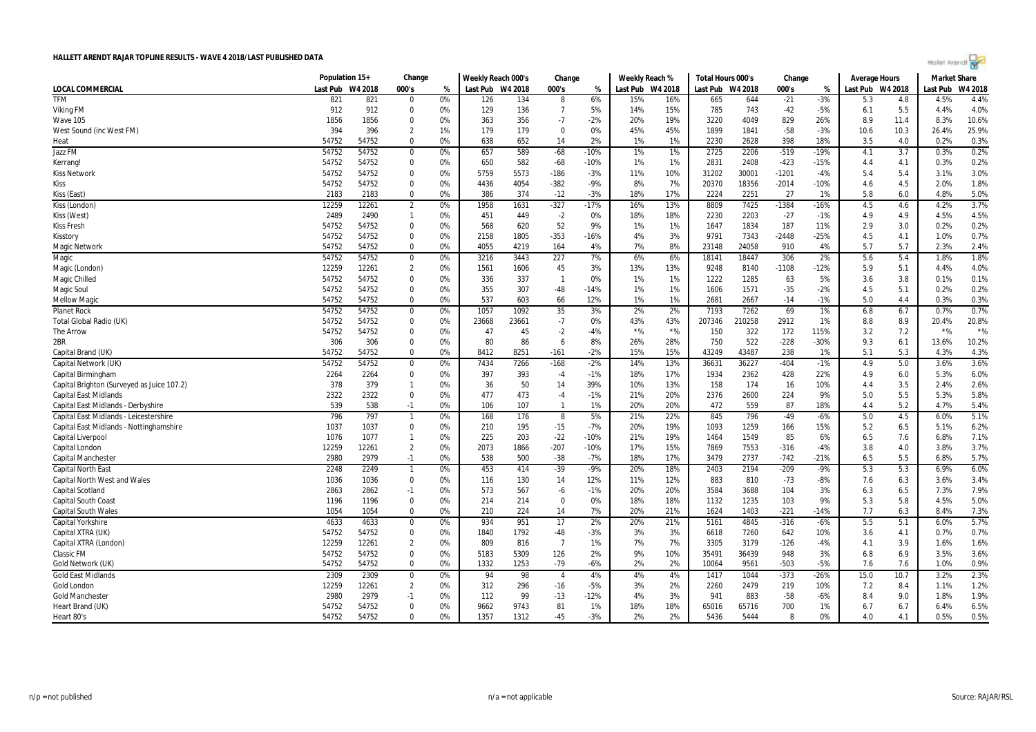# HALLETT ARENDT RAJAR TOPLINE RESULTS - WAVE 4 2018/LAST PUBLISHED DATA

| LOCAL COMMERCIAL | Population 15+ | | Change | | Weekly Reach 000's | | Change | | Weekly Reach % | | Total Hours 000's | | Change | | Average Hours | | Market Share | |
|---|---|---|---|---|---|---|---|---|---|---|---|---|---|---|---|---|---|---|
| | Last Pub | W4 2018 | 000's | % | Last Pub | W4 2018 | 000's | % | Last Pub | W4 2018 | Last Pub | W4 2018 | 000's | % | Last Pub | W4 2018 | Last Pub | W4 2018 |
| TFM | 821 | 821 | 0 | 0% | 126 | 134 | 8 | 6% | 15% | 16% | 665 | 644 | -21 | -3% | 5.3 | 4.8 | 4.5% | 4.4% |
| Viking FM | 912 | 912 | 0 | 0% | 129 | 136 | 7 | 5% | 14% | 15% | 785 | 743 | -42 | -5% | 6.1 | 5.5 | 4.4% | 4.0% |
| Wave 105 | 1856 | 1856 | 0 | 0% | 363 | 356 | -7 | -2% | 20% | 19% | 3220 | 4049 | 829 | 26% | 8.9 | 11.4 | 8.3% | 10.6% |
| West Sound (inc West FM) | 394 | 396 | 2 | 1% | 179 | 179 | 0 | 0% | 45% | 45% | 1899 | 1841 | -58 | -3% | 10.6 | 10.3 | 26.4% | 25.9% |
| Heat | 54752 | 54752 | 0 | 0% | 638 | 652 | 14 | 2% | 1% | 1% | 2230 | 2628 | 398 | 18% | 3.5 | 4.0 | 0.2% | 0.3% |
| Jazz FM | 54752 | 54752 | 0 | 0% | 657 | 589 | -68 | -10% | 1% | 1% | 2725 | 2206 | -519 | -19% | 4.1 | 3.7 | 0.3% | 0.2% |
| Kerrang! | 54752 | 54752 | 0 | 0% | 650 | 582 | -68 | -10% | 1% | 1% | 2831 | 2408 | -423 | -15% | 4.4 | 4.1 | 0.3% | 0.2% |
| Kiss Network | 54752 | 54752 | 0 | 0% | 5759 | 5573 | -186 | -3% | 11% | 10% | 31202 | 30001 | -1201 | -4% | 5.4 | 5.4 | 3.1% | 3.0% |
| Kiss | 54752 | 54752 | 0 | 0% | 4436 | 4054 | -382 | -9% | 8% | 7% | 20370 | 18356 | -2014 | -10% | 4.6 | 4.5 | 2.0% | 1.8% |
| Kiss (East) | 2183 | 2183 | 0 | 0% | 386 | 374 | -12 | -3% | 18% | 17% | 2224 | 2251 | 27 | 1% | 5.8 | 6.0 | 4.8% | 5.0% |
| Kiss (London) | 12259 | 12261 | 2 | 0% | 1958 | 1631 | -327 | -17% | 16% | 13% | 8809 | 7425 | -1384 | -16% | 4.5 | 4.6 | 4.2% | 3.7% |
| Kiss (West) | 2489 | 2490 | 1 | 0% | 451 | 449 | -2 | 0% | 18% | 18% | 2230 | 2203 | -27 | -1% | 4.9 | 4.9 | 4.5% | 4.5% |
| Kiss Fresh | 54752 | 54752 | 0 | 0% | 568 | 620 | 52 | 9% | 1% | 1% | 1647 | 1834 | 187 | 11% | 2.9 | 3.0 | 0.2% | 0.2% |
| Kisstory | 54752 | 54752 | 0 | 0% | 2158 | 1805 | -353 | -16% | 4% | 3% | 9791 | 7343 | -2448 | -25% | 4.5 | 4.1 | 1.0% | 0.7% |
| Magic Network | 54752 | 54752 | 0 | 0% | 4055 | 4219 | 164 | 4% | 7% | 8% | 23148 | 24058 | 910 | 4% | 5.7 | 5.7 | 2.3% | 2.4% |
| Magic | 54752 | 54752 | 0 | 0% | 3216 | 3443 | 227 | 7% | 6% | 6% | 18141 | 18447 | 306 | 2% | 5.6 | 5.4 | 1.8% | 1.8% |
| Magic (London) | 12259 | 12261 | 2 | 0% | 1561 | 1606 | 45 | 3% | 13% | 13% | 9248 | 8140 | -1108 | -12% | 5.9 | 5.1 | 4.4% | 4.0% |
| Magic Chilled | 54752 | 54752 | 0 | 0% | 336 | 337 | 1 | 0% | 1% | 1% | 1222 | 1285 | 63 | 5% | 3.6 | 3.8 | 0.1% | 0.1% |
| Magic Soul | 54752 | 54752 | 0 | 0% | 355 | 307 | -48 | -14% | 1% | 1% | 1606 | 1571 | -35 | -2% | 4.5 | 5.1 | 0.2% | 0.2% |
| Mellow Magic | 54752 | 54752 | 0 | 0% | 537 | 603 | 66 | 12% | 1% | 1% | 2681 | 2667 | -14 | -1% | 5.0 | 4.4 | 0.3% | 0.3% |
| Planet Rock | 54752 | 54752 | 0 | 0% | 1057 | 1092 | 35 | 3% | 2% | 2% | 7193 | 7262 | 69 | 1% | 6.8 | 6.7 | 0.7% | 0.7% |
| Total Global Radio (UK) | 54752 | 54752 | 0 | 0% | 23668 | 23661 | -7 | 0% | 43% | 43% | 207346 | 210258 | 2912 | 1% | 8.8 | 8.9 | 20.4% | 20.8% |
| The Arrow | 54752 | 54752 | 0 | 0% | 47 | 45 | -2 | -4% | *% | *% | 150 | 322 | 172 | 115% | 3.2 | 7.2 | *% | *% |
| 2BR | 306 | 306 | 0 | 0% | 80 | 86 | 6 | 8% | 26% | 28% | 750 | 522 | -228 | -30% | 9.3 | 6.1 | 13.6% | 10.2% |
| Capital Brand (UK) | 54752 | 54752 | 0 | 0% | 8412 | 8251 | -161 | -2% | 15% | 15% | 43249 | 43487 | 238 | 1% | 5.1 | 5.3 | 4.3% | 4.3% |
| Capital Network (UK) | 54752 | 54752 | 0 | 0% | 7434 | 7266 | -168 | -2% | 14% | 13% | 36631 | 36227 | -404 | -1% | 4.9 | 5.0 | 3.6% | 3.6% |
| Capital Birmingham | 2264 | 2264 | 0 | 0% | 397 | 393 | -4 | -1% | 18% | 17% | 1934 | 2362 | 428 | 22% | 4.9 | 6.0 | 5.3% | 6.0% |
| Capital Brighton (Surveyed as Juice 107.2) | 378 | 379 | 1 | 0% | 36 | 50 | 14 | 39% | 10% | 13% | 158 | 174 | 16 | 10% | 4.4 | 3.5 | 2.4% | 2.6% |
| Capital East Midlands | 2322 | 2322 | 0 | 0% | 477 | 473 | -4 | -1% | 21% | 20% | 2376 | 2600 | 224 | 9% | 5.0 | 5.5 | 5.3% | 5.8% |
| Capital East Midlands - Derbyshire | 539 | 538 | -1 | 0% | 106 | 107 | 1 | 1% | 20% | 20% | 472 | 559 | 87 | 18% | 4.4 | 5.2 | 4.7% | 5.4% |
| Capital East Midlands - Leicestershire | 796 | 797 | 1 | 0% | 168 | 176 | 8 | 5% | 21% | 22% | 845 | 796 | -49 | -6% | 5.0 | 4.5 | 6.0% | 5.1% |
| Capital East Midlands - Nottinghamshire | 1037 | 1037 | 0 | 0% | 210 | 195 | -15 | -7% | 20% | 19% | 1093 | 1259 | 166 | 15% | 5.2 | 6.5 | 5.1% | 6.2% |
| Capital Liverpool | 1076 | 1077 | 1 | 0% | 225 | 203 | -22 | -10% | 21% | 19% | 1464 | 1549 | 85 | 6% | 6.5 | 7.6 | 6.8% | 7.1% |
| Capital London | 12259 | 12261 | 2 | 0% | 2073 | 1866 | -207 | -10% | 17% | 15% | 7869 | 7553 | -316 | -4% | 3.8 | 4.0 | 3.8% | 3.7% |
| Capital Manchester | 2980 | 2979 | -1 | 0% | 538 | 500 | -38 | -7% | 18% | 17% | 3479 | 2737 | -742 | -21% | 6.5 | 5.5 | 6.8% | 5.7% |
| Capital North East | 2248 | 2249 | 1 | 0% | 453 | 414 | -39 | -9% | 20% | 18% | 2403 | 2194 | -209 | -9% | 5.3 | 5.3 | 6.9% | 6.0% |
| Capital North West and Wales | 1036 | 1036 | 0 | 0% | 116 | 130 | 14 | 12% | 11% | 12% | 883 | 810 | -73 | -8% | 7.6 | 6.3 | 3.6% | 3.4% |
| Capital Scotland | 2863 | 2862 | -1 | 0% | 573 | 567 | -6 | -1% | 20% | 20% | 3584 | 3688 | 104 | 3% | 6.3 | 6.5 | 7.3% | 7.9% |
| Capital South Coast | 1196 | 1196 | 0 | 0% | 214 | 214 | 0 | 0% | 18% | 18% | 1132 | 1235 | 103 | 9% | 5.3 | 5.8 | 4.5% | 5.0% |
| Capital South Wales | 1054 | 1054 | 0 | 0% | 210 | 224 | 14 | 7% | 20% | 21% | 1624 | 1403 | -221 | -14% | 7.7 | 6.3 | 8.4% | 7.3% |
| Capital Yorkshire | 4633 | 4633 | 0 | 0% | 934 | 951 | 17 | 2% | 20% | 21% | 5161 | 4845 | -316 | -6% | 5.5 | 5.1 | 6.0% | 5.7% |
| Capital XTRA (UK) | 54752 | 54752 | 0 | 0% | 1840 | 1792 | -48 | -3% | 3% | 3% | 6618 | 7260 | 642 | 10% | 3.6 | 4.1 | 0.7% | 0.7% |
| Capital XTRA (London) | 12259 | 12261 | 2 | 0% | 809 | 816 | 7 | 1% | 7% | 7% | 3305 | 3179 | -126 | -4% | 4.1 | 3.9 | 1.6% | 1.6% |
| Classic FM | 54752 | 54752 | 0 | 0% | 5183 | 5309 | 126 | 2% | 9% | 10% | 35491 | 36439 | 948 | 3% | 6.8 | 6.9 | 3.5% | 3.6% |
| Gold Network (UK) | 54752 | 54752 | 0 | 0% | 1332 | 1253 | -79 | -6% | 2% | 2% | 10064 | 9561 | -503 | -5% | 7.6 | 7.6 | 1.0% | 0.9% |
| Gold East Midlands | 2309 | 2309 | 0 | 0% | 94 | 98 | 4 | 4% | 4% | 4% | 1417 | 1044 | -373 | -26% | 15.0 | 10.7 | 3.2% | 2.3% |
| Gold London | 12259 | 12261 | 2 | 0% | 312 | 296 | -16 | -5% | 3% | 2% | 2260 | 2479 | 219 | 10% | 7.2 | 8.4 | 1.1% | 1.2% |
| Gold Manchester | 2980 | 2979 | -1 | 0% | 112 | 99 | -13 | -12% | 4% | 3% | 941 | 883 | -58 | -6% | 8.4 | 9.0 | 1.8% | 1.9% |
| Heart Brand (UK) | 54752 | 54752 | 0 | 0% | 9662 | 9743 | 81 | 1% | 18% | 18% | 65016 | 65716 | 700 | 1% | 6.7 | 6.7 | 6.4% | 6.5% |
| Heart 80's | 54752 | 54752 | 0 | 0% | 1357 | 1312 | -45 | -3% | 2% | 2% | 5436 | 5444 | 8 | 0% | 4.0 | 4.1 | 0.5% | 0.5% |

n/p = not published | n/a = not applicable | Source: RAJAR/RSL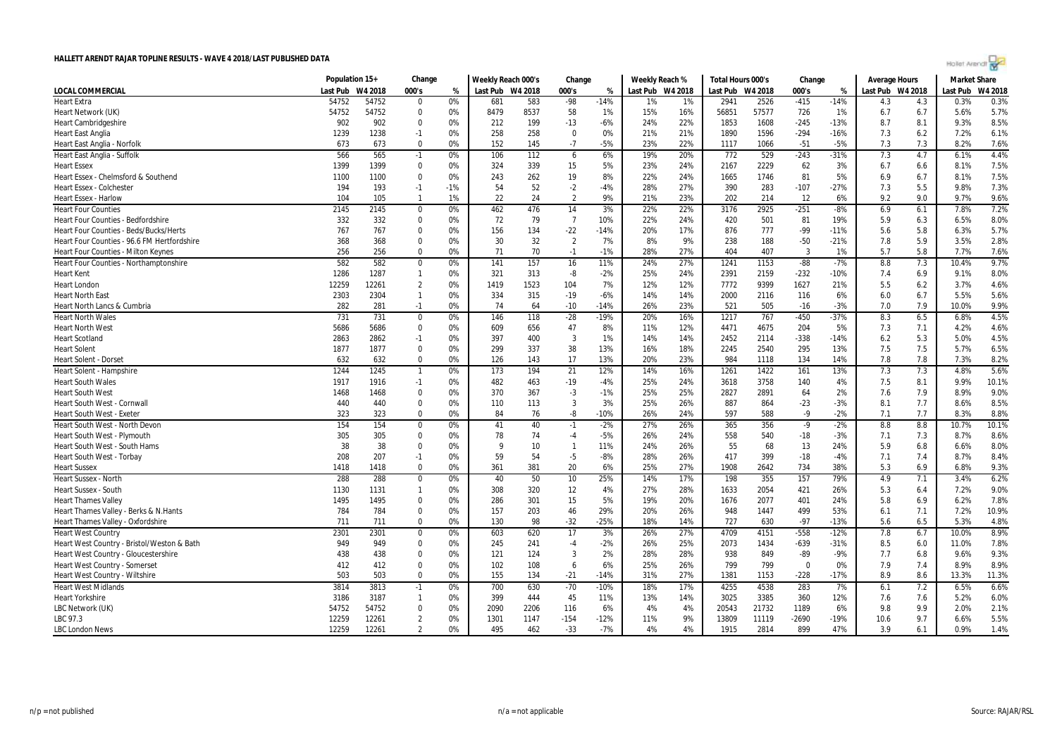# HALLETT ARENDT RAJAR TOPLINE RESULTS - WAVE 4 2018/LAST PUBLISHED DATA

| LOCAL COMMERCIAL | Population 15+ | | Change | | Weekly Reach 000's | | Change | | Weekly Reach % | | Total Hours 000's | | Change | | Average Hours | | Market Share | |
|---|---|---|---|---|---|---|---|---|---|---|---|---|---|---|---|---|---|---|
| | Last Pub | W4 2018 | 000's | % | Last Pub | W4 2018 | 000's | % | Last Pub | W4 2018 | Last Pub | W4 2018 | 000's | % | Last Pub | W4 2018 | Last Pub | W4 2018 |
| Heart Extra | 54752 | 54752 | 0 | 0% | 681 | 583 | -98 | -14% | 1% | 1% | 2941 | 2526 | -415 | -14% | 4.3 | 4.3 | 0.3% | 0.3% |
| Heart Network (UK) | 54752 | 54752 | 0 | 0% | 8479 | 8537 | 58 | 1% | 15% | 16% | 56851 | 57577 | 726 | 1% | 6.7 | 6.7 | 5.6% | 5.7% |
| Heart Cambridgeshire | 902 | 902 | 0 | 0% | 212 | 199 | -13 | -6% | 24% | 22% | 1853 | 1608 | -245 | -13% | 8.7 | 8.1 | 9.3% | 8.5% |
| Heart East Anglia | 1239 | 1238 | -1 | 0% | 258 | 258 | 0 | 0% | 21% | 21% | 1890 | 1596 | -294 | -16% | 7.3 | 6.2 | 7.2% | 6.1% |
| Heart East Anglia - Norfolk | 673 | 673 | 0 | 0% | 152 | 145 | -7 | -5% | 23% | 22% | 1117 | 1066 | -51 | -5% | 7.3 | 7.3 | 8.2% | 7.6% |
| Heart East Anglia - Suffolk | 566 | 565 | -1 | 0% | 106 | 112 | 6 | 6% | 19% | 20% | 772 | 529 | -243 | -31% | 7.3 | 4.7 | 6.1% | 4.4% |
| Heart Essex | 1399 | 1399 | 0 | 0% | 324 | 339 | 15 | 5% | 23% | 24% | 2167 | 2229 | 62 | 3% | 6.7 | 6.6 | 8.1% | 7.5% |
| Heart Essex - Chelmsford & Southend | 1100 | 1100 | 0 | 0% | 243 | 262 | 19 | 8% | 22% | 24% | 1665 | 1746 | 81 | 5% | 6.9 | 6.7 | 8.1% | 7.5% |
| Heart Essex - Colchester | 194 | 193 | -1 | -1% | 54 | 52 | -2 | -4% | 28% | 27% | 390 | 283 | -107 | -27% | 7.3 | 5.5 | 9.8% | 7.3% |
| Heart Essex - Harlow | 104 | 105 | 1 | 1% | 22 | 24 | 2 | 9% | 21% | 23% | 202 | 214 | 12 | 6% | 9.2 | 9.0 | 9.7% | 9.6% |
| Heart Four Counties | 2145 | 2145 | 0 | 0% | 462 | 476 | 14 | 3% | 22% | 22% | 3176 | 2925 | -251 | -8% | 6.9 | 6.1 | 7.8% | 7.2% |
| Heart Four Counties - Bedfordshire | 332 | 332 | 0 | 0% | 72 | 79 | 7 | 10% | 22% | 24% | 420 | 501 | 81 | 19% | 5.9 | 6.3 | 6.5% | 8.0% |
| Heart Four Counties - Beds/Bucks/Herts | 767 | 767 | 0 | 0% | 156 | 134 | -22 | -14% | 20% | 17% | 876 | 777 | -99 | -11% | 5.6 | 5.8 | 6.3% | 5.7% |
| Heart Four Counties - 96.6 FM Hertfordshire | 368 | 368 | 0 | 0% | 30 | 32 | 2 | 7% | 8% | 9% | 238 | 188 | -50 | -21% | 7.8 | 5.9 | 3.5% | 2.8% |
| Heart Four Counties - Milton Keynes | 256 | 256 | 0 | 0% | 71 | 70 | -1 | -1% | 28% | 27% | 404 | 407 | 3 | 1% | 5.7 | 5.8 | 7.7% | 7.6% |
| Heart Four Counties - Northamptonshire | 582 | 582 | 0 | 0% | 141 | 157 | 16 | 11% | 24% | 27% | 1241 | 1153 | -88 | -7% | 8.8 | 7.3 | 10.4% | 9.7% |
| Heart Kent | 1286 | 1287 | 1 | 0% | 321 | 313 | -8 | -2% | 25% | 24% | 2391 | 2159 | -232 | -10% | 7.4 | 6.9 | 9.1% | 8.0% |
| Heart London | 12259 | 12261 | 2 | 0% | 1419 | 1523 | 104 | 7% | 12% | 12% | 7772 | 9399 | 1627 | 21% | 5.5 | 6.2 | 3.7% | 4.6% |
| Heart North East | 2303 | 2304 | 1 | 0% | 334 | 315 | -19 | -6% | 14% | 14% | 2000 | 2116 | 116 | 6% | 6.0 | 6.7 | 5.5% | 5.6% |
| Heart North Lancs & Cumbria | 282 | 281 | -1 | 0% | 74 | 64 | -10 | -14% | 26% | 23% | 521 | 505 | -16 | -3% | 7.0 | 7.9 | 10.0% | 9.9% |
| Heart North Wales | 731 | 731 | 0 | 0% | 146 | 118 | -28 | -19% | 20% | 16% | 1217 | 767 | -450 | -37% | 8.3 | 6.5 | 6.8% | 4.5% |
| Heart North West | 5686 | 5686 | 0 | 0% | 609 | 656 | 47 | 8% | 11% | 12% | 4471 | 4675 | 204 | 5% | 7.3 | 7.1 | 4.2% | 4.6% |
| Heart Scotland | 2863 | 2862 | -1 | 0% | 397 | 400 | 3 | 1% | 14% | 14% | 2452 | 2114 | -338 | -14% | 6.2 | 5.3 | 5.0% | 4.5% |
| Heart Solent | 1877 | 1877 | 0 | 0% | 299 | 337 | 38 | 13% | 16% | 18% | 2245 | 2540 | 295 | 13% | 7.5 | 7.5 | 5.7% | 6.5% |
| Heart Solent - Dorset | 632 | 632 | 0 | 0% | 126 | 143 | 17 | 13% | 20% | 23% | 984 | 1118 | 134 | 14% | 7.8 | 7.8 | 7.3% | 8.2% |
| Heart Solent - Hampshire | 1244 | 1245 | 1 | 0% | 173 | 194 | 21 | 12% | 14% | 16% | 1261 | 1422 | 161 | 13% | 7.3 | 7.3 | 4.8% | 5.6% |
| Heart South Wales | 1917 | 1916 | -1 | 0% | 482 | 463 | -19 | -4% | 25% | 24% | 3618 | 3758 | 140 | 4% | 7.5 | 8.1 | 9.9% | 10.1% |
| Heart South West | 1468 | 1468 | 0 | 0% | 370 | 367 | -3 | -1% | 25% | 25% | 2827 | 2891 | 64 | 2% | 7.6 | 7.9 | 8.9% | 9.0% |
| Heart South West - Cornwall | 440 | 440 | 0 | 0% | 110 | 113 | 3 | 3% | 25% | 26% | 887 | 864 | -23 | -3% | 8.1 | 7.7 | 8.6% | 8.5% |
| Heart South West - Exeter | 323 | 323 | 0 | 0% | 84 | 76 | -8 | -10% | 26% | 24% | 597 | 588 | -9 | -2% | 7.1 | 7.7 | 8.3% | 8.8% |
| Heart South West - North Devon | 154 | 154 | 0 | 0% | 41 | 40 | -1 | -2% | 27% | 26% | 365 | 356 | -9 | -2% | 8.8 | 8.8 | 10.7% | 10.1% |
| Heart South West - Plymouth | 305 | 305 | 0 | 0% | 78 | 74 | -4 | -5% | 26% | 24% | 558 | 540 | -18 | -3% | 7.1 | 7.3 | 8.7% | 8.6% |
| Heart South West - South Hams | 38 | 38 | 0 | 0% | 9 | 10 | 1 | 11% | 24% | 26% | 55 | 68 | 13 | 24% | 5.9 | 6.8 | 6.6% | 8.0% |
| Heart South West - Torbay | 208 | 207 | -1 | 0% | 59 | 54 | -5 | -8% | 28% | 26% | 417 | 399 | -18 | -4% | 7.1 | 7.4 | 8.7% | 8.4% |
| Heart Sussex | 1418 | 1418 | 0 | 0% | 361 | 381 | 20 | 6% | 25% | 27% | 1908 | 2642 | 734 | 38% | 5.3 | 6.9 | 6.8% | 9.3% |
| Heart Sussex - North | 288 | 288 | 0 | 0% | 40 | 50 | 10 | 25% | 14% | 17% | 198 | 355 | 157 | 79% | 4.9 | 7.1 | 3.4% | 6.2% |
| Heart Sussex - South | 1130 | 1131 | 1 | 0% | 308 | 320 | 12 | 4% | 27% | 28% | 1633 | 2054 | 421 | 26% | 5.3 | 6.4 | 7.2% | 9.0% |
| Heart Thames Valley | 1495 | 1495 | 0 | 0% | 286 | 301 | 15 | 5% | 19% | 20% | 1676 | 2077 | 401 | 24% | 5.8 | 6.9 | 6.2% | 7.8% |
| Heart Thames Valley - Berks & N.Hants | 784 | 784 | 0 | 0% | 157 | 203 | 46 | 29% | 20% | 26% | 948 | 1447 | 499 | 53% | 6.1 | 7.1 | 7.2% | 10.9% |
| Heart Thames Valley - Oxfordshire | 711 | 711 | 0 | 0% | 130 | 98 | -32 | -25% | 18% | 14% | 727 | 630 | -97 | -13% | 5.6 | 6.5 | 5.3% | 4.8% |
| Heart West Country | 2301 | 2301 | 0 | 0% | 603 | 620 | 17 | 3% | 26% | 27% | 4709 | 4151 | -558 | -12% | 7.8 | 6.7 | 10.0% | 8.9% |
| Heart West Country - Bristol/Weston & Bath | 949 | 949 | 0 | 0% | 245 | 241 | -4 | -2% | 26% | 25% | 2073 | 1434 | -639 | -31% | 8.5 | 6.0 | 11.0% | 7.8% |
| Heart West Country - Gloucestershire | 438 | 438 | 0 | 0% | 121 | 124 | 3 | 2% | 28% | 28% | 938 | 849 | -89 | -9% | 7.7 | 6.8 | 9.6% | 9.3% |
| Heart West Country - Somerset | 412 | 412 | 0 | 0% | 102 | 108 | 6 | 6% | 25% | 26% | 799 | 799 | 0 | 0% | 7.9 | 7.4 | 8.9% | 8.9% |
| Heart West Country - Wiltshire | 503 | 503 | 0 | 0% | 155 | 134 | -21 | -14% | 31% | 27% | 1381 | 1153 | -228 | -17% | 8.9 | 8.6 | 13.3% | 11.3% |
| Heart West Midlands | 3814 | 3813 | -1 | 0% | 700 | 630 | -70 | -10% | 18% | 17% | 4255 | 4538 | 283 | 7% | 6.1 | 7.2 | 6.5% | 6.6% |
| Heart Yorkshire | 3186 | 3187 | 1 | 0% | 399 | 444 | 45 | 11% | 13% | 14% | 3025 | 3385 | 360 | 12% | 7.6 | 7.6 | 5.2% | 6.0% |
| LBC Network (UK) | 54752 | 54752 | 0 | 0% | 2090 | 2206 | 116 | 6% | 4% | 4% | 20543 | 21732 | 1189 | 6% | 9.8 | 9.9 | 2.0% | 2.1% |
| LBC 97.3 | 12259 | 12261 | 2 | 0% | 1301 | 1147 | -154 | -12% | 11% | 9% | 13809 | 11119 | -2690 | -19% | 10.6 | 9.7 | 6.6% | 5.5% |
| LBC London News | 12259 | 12261 | 2 | 0% | 495 | 462 | -33 | -7% | 4% | 4% | 1915 | 2814 | 899 | 47% | 3.9 | 6.1 | 0.9% | 1.4% |

n/p = not published | n/a = not applicable | Source: RAJAR/RSL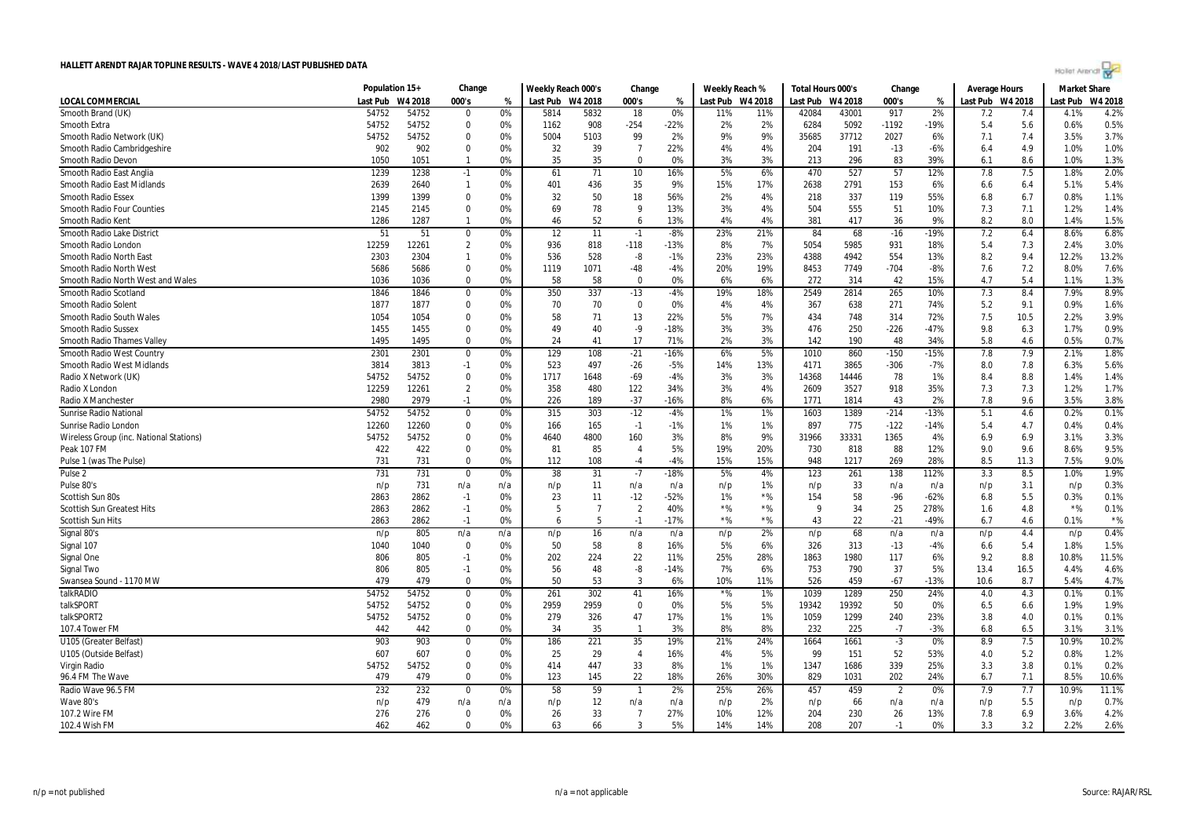# HALLETT ARENDT RAJAR TOPLINE RESULTS - WAVE 4 2018/LAST PUBLISHED DATA

| | Population 15+ | | Change | | Weekly Reach 000's | | Change | | Weekly Reach % | | Total Hours 000's | | Change | | Average Hours | | Market Share | |
|---|---|---|---|---|---|---|---|---|---|---|---|---|---|---|---|---|---|---|
| LOCAL COMMERCIAL | Last Pub | W4 2018 | 000's | % | Last Pub | W4 2018 | 000's | % | Last Pub | W4 2018 | Last Pub | W4 2018 | 000's | % | Last Pub | W4 2018 | Last Pub | W4 2018 |
| Smooth Brand (UK) | 54752 | 54752 | 0 | 0% | 5814 | 5832 | 18 | 0% | 11% | 11% | 42084 | 43001 | 917 | 2% | 7.2 | 7.4 | 4.1% | 4.2% |
| Smooth Extra | 54752 | 54752 | 0 | 0% | 1162 | 908 | -254 | -22% | 2% | 2% | 6284 | 5092 | -1192 | -19% | 5.4 | 5.6 | 0.6% | 0.5% |
| Smooth Radio Network (UK) | 54752 | 54752 | 0 | 0% | 5004 | 5103 | 99 | 2% | 9% | 9% | 35685 | 37712 | 2027 | 6% | 7.1 | 7.4 | 3.5% | 3.7% |
| Smooth Radio Cambridgeshire | 902 | 902 | 0 | 0% | 32 | 39 | 7 | 22% | 4% | 4% | 204 | 191 | -13 | -6% | 6.4 | 4.9 | 1.0% | 1.0% |
| Smooth Radio Devon | 1050 | 1051 | 1 | 0% | 35 | 35 | 0 | 0% | 3% | 3% | 213 | 296 | 83 | 39% | 6.1 | 8.6 | 1.0% | 1.3% |
| Smooth Radio East Anglia | 1239 | 1238 | -1 | 0% | 61 | 71 | 10 | 16% | 5% | 6% | 470 | 527 | 57 | 12% | 7.8 | 7.5 | 1.8% | 2.0% |
| Smooth Radio East Midlands | 2639 | 2640 | 1 | 0% | 401 | 436 | 35 | 9% | 15% | 17% | 2638 | 2791 | 153 | 6% | 6.6 | 6.4 | 5.1% | 5.4% |
| Smooth Radio Essex | 1399 | 1399 | 0 | 0% | 32 | 50 | 18 | 56% | 2% | 4% | 218 | 337 | 119 | 55% | 6.8 | 6.7 | 0.8% | 1.1% |
| Smooth Radio Four Counties | 2145 | 2145 | 0 | 0% | 69 | 78 | 9 | 13% | 3% | 4% | 504 | 555 | 51 | 10% | 7.3 | 7.1 | 1.2% | 1.4% |
| Smooth Radio Kent | 1286 | 1287 | 1 | 0% | 46 | 52 | 6 | 13% | 4% | 4% | 381 | 417 | 36 | 9% | 8.2 | 8.0 | 1.4% | 1.5% |
| Smooth Radio Lake District | 51 | 51 | 0 | 0% | 12 | 11 | -1 | -8% | 23% | 21% | 84 | 68 | -16 | -19% | 7.2 | 6.4 | 8.6% | 6.8% |
| Smooth Radio London | 12259 | 12261 | 2 | 0% | 936 | 818 | -118 | -13% | 8% | 7% | 5054 | 5985 | 931 | 18% | 5.4 | 7.3 | 2.4% | 3.0% |
| Smooth Radio North East | 2303 | 2304 | 1 | 0% | 536 | 528 | -8 | -1% | 23% | 23% | 4388 | 4942 | 554 | 13% | 8.2 | 9.4 | 12.2% | 13.2% |
| Smooth Radio North West | 5686 | 5686 | 0 | 0% | 1119 | 1071 | -48 | -4% | 20% | 19% | 8453 | 7749 | -704 | -8% | 7.6 | 7.2 | 8.0% | 7.6% |
| Smooth Radio North West and Wales | 1036 | 1036 | 0 | 0% | 58 | 58 | 0 | 0% | 6% | 6% | 272 | 314 | 42 | 15% | 4.7 | 5.4 | 1.1% | 1.3% |
| Smooth Radio Scotland | 1846 | 1846 | 0 | 0% | 350 | 337 | -13 | -4% | 19% | 18% | 2549 | 2814 | 265 | 10% | 7.3 | 8.4 | 7.9% | 8.9% |
| Smooth Radio Solent | 1877 | 1877 | 0 | 0% | 70 | 70 | 0 | 0% | 4% | 4% | 367 | 638 | 271 | 74% | 5.2 | 9.1 | 0.9% | 1.6% |
| Smooth Radio South Wales | 1054 | 1054 | 0 | 0% | 58 | 71 | 13 | 22% | 5% | 7% | 434 | 748 | 314 | 72% | 7.5 | 10.5 | 2.2% | 3.9% |
| Smooth Radio Sussex | 1455 | 1455 | 0 | 0% | 49 | 40 | -9 | -18% | 3% | 3% | 476 | 250 | -226 | -47% | 9.8 | 6.3 | 1.7% | 0.9% |
| Smooth Radio Thames Valley | 1495 | 1495 | 0 | 0% | 24 | 41 | 17 | 71% | 2% | 3% | 142 | 190 | 48 | 34% | 5.8 | 4.6 | 0.5% | 0.7% |
| Smooth Radio West Country | 2301 | 2301 | 0 | 0% | 129 | 108 | -21 | -16% | 6% | 5% | 1010 | 860 | -150 | -15% | 7.8 | 7.9 | 2.1% | 1.8% |
| Smooth Radio West Midlands | 3814 | 3813 | -1 | 0% | 523 | 497 | -26 | -5% | 14% | 13% | 4171 | 3865 | -306 | -7% | 8.0 | 7.8 | 6.3% | 5.6% |
| Radio X Network (UK) | 54752 | 54752 | 0 | 0% | 1717 | 1648 | -69 | -4% | 3% | 3% | 14368 | 14446 | 78 | 1% | 8.4 | 8.8 | 1.4% | 1.4% |
| Radio X London | 12259 | 12261 | 2 | 0% | 358 | 480 | 122 | 34% | 3% | 4% | 2609 | 3527 | 918 | 35% | 7.3 | 7.3 | 1.2% | 1.7% |
| Radio X Manchester | 2980 | 2979 | -1 | 0% | 226 | 189 | -37 | -16% | 8% | 6% | 1771 | 1814 | 43 | 2% | 7.8 | 9.6 | 3.5% | 3.8% |
| Sunrise Radio National | 54752 | 54752 | 0 | 0% | 315 | 303 | -12 | -4% | 1% | 1% | 1603 | 1389 | -214 | -13% | 5.1 | 4.6 | 0.2% | 0.1% |
| Sunrise Radio London | 12260 | 12260 | 0 | 0% | 166 | 165 | -1 | -1% | 1% | 1% | 897 | 775 | -122 | -14% | 5.4 | 4.7 | 0.4% | 0.4% |
| Wireless Group (inc. National Stations) | 54752 | 54752 | 0 | 0% | 4640 | 4800 | 160 | 3% | 8% | 9% | 31966 | 33331 | 1365 | 4% | 6.9 | 6.9 | 3.1% | 3.3% |
| Peak 107 FM | 422 | 422 | 0 | 0% | 81 | 85 | 4 | 5% | 19% | 20% | 730 | 818 | 88 | 12% | 9.0 | 9.6 | 8.6% | 9.5% |
| Pulse 1 (was The Pulse) | 731 | 731 | 0 | 0% | 112 | 108 | -4 | -4% | 15% | 15% | 948 | 1217 | 269 | 28% | 8.5 | 11.3 | 7.5% | 9.0% |
| Pulse 2 | 731 | 731 | 0 | 0% | 38 | 31 | -7 | -18% | 5% | 4% | 123 | 261 | 138 | 112% | 3.3 | 8.5 | 1.0% | 1.9% |
| Pulse 80's | n/p | 731 | n/a | n/a | n/p | 11 | n/a | n/a | n/p | 1% | n/p | 33 | n/a | n/a | n/p | 3.1 | n/p | 0.3% |
| Scottish Sun 80s | 2863 | 2862 | -1 | 0% | 23 | 11 | -12 | -52% | 1% | *% | 154 | 58 | -96 | -62% | 6.8 | 5.5 | 0.3% | 0.1% |
| Scottish Sun Greatest Hits | 2863 | 2862 | -1 | 0% | 5 | 7 | 2 | 40% | *% | *% | 9 | 34 | 25 | 278% | 1.6 | 4.8 | *% | 0.1% |
| Scottish Sun Hits | 2863 | 2862 | -1 | 0% | 6 | 5 | -1 | -17% | *% | *% | 43 | 22 | -21 | -49% | 6.7 | 4.6 | 0.1% | *% |
| Signal 80's | n/p | 805 | n/a | n/a | n/p | 16 | n/a | n/a | n/p | 2% | n/p | 68 | n/a | n/a | n/p | 4.4 | n/p | 0.4% |
| Signal 107 | 1040 | 1040 | 0 | 0% | 50 | 58 | 8 | 16% | 5% | 6% | 326 | 313 | -13 | -4% | 6.6 | 5.4 | 1.8% | 1.5% |
| Signal One | 806 | 805 | -1 | 0% | 202 | 224 | 22 | 11% | 25% | 28% | 1863 | 1980 | 117 | 6% | 9.2 | 8.8 | 10.8% | 11.5% |
| Signal Two | 806 | 805 | -1 | 0% | 56 | 48 | -8 | -14% | 7% | 6% | 753 | 790 | 37 | 5% | 13.4 | 16.5 | 4.4% | 4.6% |
| Swansea Sound - 1170 MW | 479 | 479 | 0 | 0% | 50 | 53 | 3 | 6% | 10% | 11% | 526 | 459 | -67 | -13% | 10.6 | 8.7 | 5.4% | 4.7% |
| talkRADIO | 54752 | 54752 | 0 | 0% | 261 | 302 | 41 | 16% | *% | 1% | 1039 | 1289 | 250 | 24% | 4.0 | 4.3 | 0.1% | 0.1% |
| talkSPORT | 54752 | 54752 | 0 | 0% | 2959 | 2959 | 0 | 0% | 5% | 5% | 19342 | 19392 | 50 | 0% | 6.5 | 6.6 | 1.9% | 1.9% |
| talkSPORT2 | 54752 | 54752 | 0 | 0% | 279 | 326 | 47 | 17% | 1% | 1% | 1059 | 1299 | 240 | 23% | 3.8 | 4.0 | 0.1% | 0.1% |
| 107.4 Tower FM | 442 | 442 | 0 | 0% | 34 | 35 | 1 | 3% | 8% | 8% | 232 | 225 | -7 | -3% | 6.8 | 6.5 | 3.1% | 3.1% |
| U105 (Greater Belfast) | 903 | 903 | 0 | 0% | 186 | 221 | 35 | 19% | 21% | 24% | 1664 | 1661 | -3 | 0% | 8.9 | 7.5 | 10.9% | 10.2% |
| U105 (Outside Belfast) | 607 | 607 | 0 | 0% | 25 | 29 | 4 | 16% | 4% | 5% | 99 | 151 | 52 | 53% | 4.0 | 5.2 | 0.8% | 1.2% |
| Virgin Radio | 54752 | 54752 | 0 | 0% | 414 | 447 | 33 | 8% | 1% | 1% | 1347 | 1686 | 339 | 25% | 3.3 | 3.8 | 0.1% | 0.2% |
| 96.4 FM The Wave | 479 | 479 | 0 | 0% | 123 | 145 | 22 | 18% | 26% | 30% | 829 | 1031 | 202 | 24% | 6.7 | 7.1 | 8.5% | 10.6% |
| Radio Wave 96.5 FM | 232 | 232 | 0 | 0% | 58 | 59 | 1 | 2% | 25% | 26% | 457 | 459 | 2 | 0% | 7.9 | 7.7 | 10.9% | 11.1% |
| Wave 80's | n/p | 479 | n/a | n/a | n/p | 12 | n/a | n/a | n/p | 2% | n/p | 66 | n/a | n/a | n/p | 5.5 | n/p | 0.7% |
| 107.2 Wire FM | 276 | 276 | 0 | 0% | 26 | 33 | 7 | 27% | 10% | 12% | 204 | 230 | 26 | 13% | 7.8 | 6.9 | 3.6% | 4.2% |
| 102.4 Wish FM | 462 | 462 | 0 | 0% | 63 | 66 | 3 | 5% | 14% | 14% | 208 | 207 | -1 | 0% | 3.3 | 3.2 | 2.2% | 2.6% |

n/p = not published    n/a = not applicable    Source: RAJAR/RSL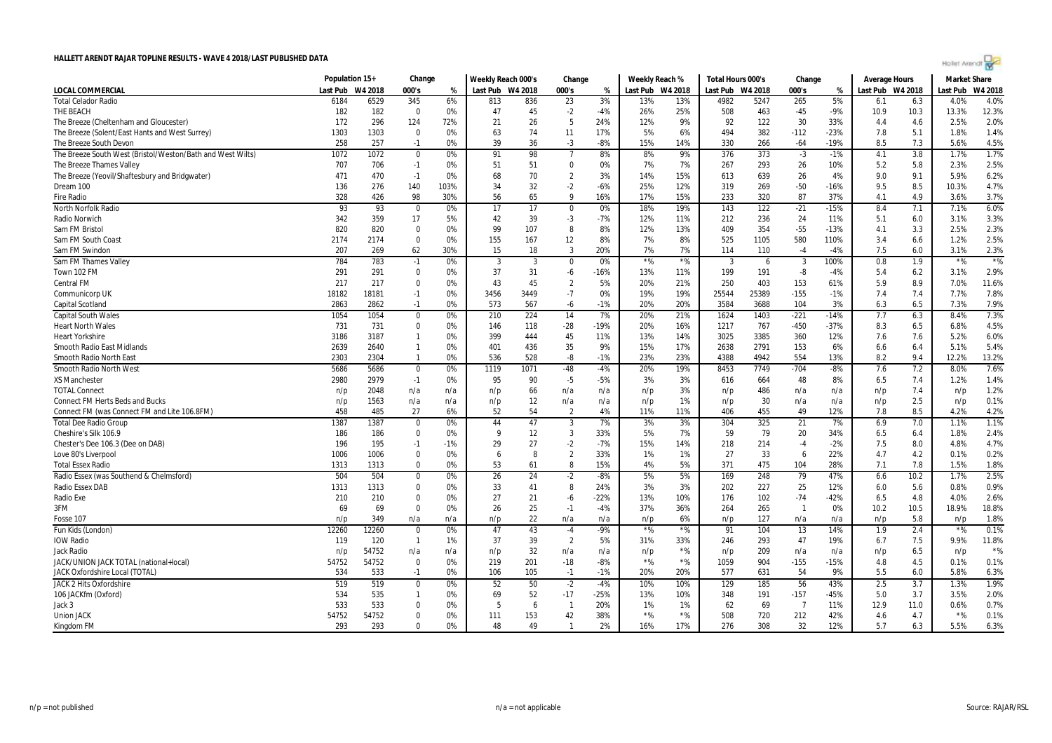# HALLETT ARENDT RAJAR TOPLINE RESULTS - WAVE 4 2018/LAST PUBLISHED DATA

| | Population 15+ | | Change | | Weekly Reach 000's | | Change | | Weekly Reach % | | Total Hours 000's | | Change | | Average Hours | | Market Share | |
|---|---|---|---|---|---|---|---|---|---|---|---|---|---|---|---|---|---|---|
| LOCAL COMMERCIAL | Last Pub | W4 2018 | 000's | % | Last Pub | W4 2018 | 000's | % | Last Pub | W4 2018 | Last Pub | W4 2018 | 000's | % | Last Pub | W4 2018 | Last Pub | W4 2018 |
| Total Celador Radio | 6184 | 6529 | 345 | 6% | 813 | 836 | 23 | 3% | 13% | 13% | 4982 | 5247 | 265 | 5% | 6.1 | 6.3 | 4.0% | 4.0% |
| THE BEACH | 182 | 182 | 0 | 0% | 47 | 45 | -2 | -4% | 26% | 25% | 508 | 463 | -45 | -9% | 10.9 | 10.3 | 13.3% | 12.3% |
| The Breeze (Cheltenham and Gloucester) | 172 | 296 | 124 | 72% | 21 | 26 | 5 | 24% | 12% | 9% | 92 | 122 | 30 | 33% | 4.4 | 4.6 | 2.5% | 2.0% |
| The Breeze (Solent/East Hants and West Surrey) | 1303 | 1303 | 0 | 0% | 63 | 74 | 11 | 17% | 5% | 6% | 494 | 382 | -112 | -23% | 7.8 | 5.1 | 1.8% | 1.4% |
| The Breeze South Devon | 258 | 257 | -1 | 0% | 39 | 36 | -3 | -8% | 15% | 14% | 330 | 266 | -64 | -19% | 8.5 | 7.3 | 5.6% | 4.5% |
| The Breeze South West (Bristol/Weston/Bath and West Wilts) | 1072 | 1072 | 0 | 0% | 91 | 98 | 7 | 8% | 8% | 9% | 376 | 373 | -3 | -1% | 4.1 | 3.8 | 1.7% | 1.7% |
| The Breeze Thames Valley | 707 | 706 | -1 | 0% | 51 | 51 | 0 | 0% | 7% | 7% | 267 | 293 | 26 | 10% | 5.2 | 5.8 | 2.3% | 2.5% |
| The Breeze (Yeovil/Shaftesbury and Bridgwater) | 471 | 470 | -1 | 0% | 68 | 70 | 2 | 3% | 14% | 15% | 613 | 639 | 26 | 4% | 9.0 | 9.1 | 5.9% | 6.2% |
| Dream 100 | 136 | 276 | 140 | 103% | 34 | 32 | -2 | -6% | 25% | 12% | 319 | 269 | -50 | -16% | 9.5 | 8.5 | 10.3% | 4.7% |
| Fire Radio | 328 | 426 | 98 | 30% | 56 | 65 | 9 | 16% | 17% | 15% | 233 | 320 | 87 | 37% | 4.1 | 4.9 | 3.6% | 3.7% |
| North Norfolk Radio | 93 | 93 | 0 | 0% | 17 | 17 | 0 | 0% | 18% | 19% | 143 | 122 | -21 | -15% | 8.4 | 7.1 | 7.1% | 6.0% |
| Radio Norwich | 342 | 359 | 17 | 5% | 42 | 39 | -3 | -7% | 12% | 11% | 212 | 236 | 24 | 11% | 5.1 | 6.0 | 3.1% | 3.3% |
| Sam FM Bristol | 820 | 820 | 0 | 0% | 99 | 107 | 8 | 8% | 12% | 13% | 409 | 354 | -55 | -13% | 4.1 | 3.3 | 2.5% | 2.3% |
| Sam FM South Coast | 2174 | 2174 | 0 | 0% | 155 | 167 | 12 | 8% | 7% | 8% | 525 | 1105 | 580 | 110% | 3.4 | 6.6 | 1.2% | 2.5% |
| Sam FM Swindon | 207 | 269 | 62 | 30% | 15 | 18 | 3 | 20% | 7% | 7% | 114 | 110 | -4 | -4% | 7.5 | 6.0 | 3.1% | 2.3% |
| Sam FM Thames Valley | 784 | 783 | -1 | 0% | 3 | 3 | 0 | 0% | *% | *% | 3 | 6 | 3 | 100% | 0.8 | 1.9 | *% | *% |
| Town 102 FM | 291 | 291 | 0 | 0% | 37 | 31 | -6 | -16% | 13% | 11% | 199 | 191 | -8 | -4% | 5.4 | 6.2 | 3.1% | 2.9% |
| Central FM | 217 | 217 | 0 | 0% | 43 | 45 | 2 | 5% | 20% | 21% | 250 | 403 | 153 | 61% | 5.9 | 8.9 | 7.0% | 11.6% |
| Communicorp UK | 18182 | 18181 | -1 | 0% | 3456 | 3449 | -7 | 0% | 19% | 19% | 25544 | 25389 | -155 | -1% | 7.4 | 7.4 | 7.7% | 7.8% |
| Capital Scotland | 2863 | 2862 | -1 | 0% | 573 | 567 | -6 | -1% | 20% | 20% | 3584 | 3688 | 104 | 3% | 6.3 | 6.5 | 7.3% | 7.9% |
| Capital South Wales | 1054 | 1054 | 0 | 0% | 210 | 224 | 14 | 7% | 20% | 21% | 1624 | 1403 | -221 | -14% | 7.7 | 6.3 | 8.4% | 7.3% |
| Heart North Wales | 731 | 731 | 0 | 0% | 146 | 118 | -28 | -19% | 20% | 16% | 1217 | 767 | -450 | -37% | 8.3 | 6.5 | 6.8% | 4.5% |
| Heart Yorkshire | 3186 | 3187 | 1 | 0% | 399 | 444 | 45 | 11% | 13% | 14% | 3025 | 3385 | 360 | 12% | 7.6 | 7.6 | 5.2% | 6.0% |
| Smooth Radio East Midlands | 2639 | 2640 | 1 | 0% | 401 | 436 | 35 | 9% | 15% | 17% | 2638 | 2791 | 153 | 6% | 6.6 | 6.4 | 5.1% | 5.4% |
| Smooth Radio North East | 2303 | 2304 | 1 | 0% | 536 | 528 | -8 | -1% | 23% | 23% | 4388 | 4942 | 554 | 13% | 8.2 | 9.4 | 12.2% | 13.2% |
| Smooth Radio North West | 5686 | 5686 | 0 | 0% | 1119 | 1071 | -48 | -4% | 20% | 19% | 8453 | 7749 | -704 | -8% | 7.6 | 7.2 | 8.0% | 7.6% |
| XS Manchester | 2980 | 2979 | -1 | 0% | 95 | 90 | -5 | -5% | 3% | 3% | 616 | 664 | 48 | 8% | 6.5 | 7.4 | 1.2% | 1.4% |
| TOTAL Connect | n/p | 2048 | n/a | n/a | n/p | 66 | n/a | n/a | n/p | 3% | n/p | 486 | n/a | n/a | n/p | 7.4 | n/p | 1.2% |
| Connect FM Herts Beds and Bucks | n/p | 1563 | n/a | n/a | n/p | 12 | n/a | n/a | n/p | 1% | n/p | 30 | n/a | n/a | n/p | 2.5 | n/p | 0.1% |
| Connect FM (was Connect FM and Lite 106.8FM) | 458 | 485 | 27 | 6% | 52 | 54 | 2 | 4% | 11% | 11% | 406 | 455 | 49 | 12% | 7.8 | 8.5 | 4.2% | 4.2% |
| Total Dee Radio Group | 1387 | 1387 | 0 | 0% | 44 | 47 | 3 | 7% | 3% | 3% | 304 | 325 | 21 | 7% | 6.9 | 7.0 | 1.1% | 1.1% |
| Cheshire's Silk 106.9 | 186 | 186 | 0 | 0% | 9 | 12 | 3 | 33% | 5% | 7% | 59 | 79 | 20 | 34% | 6.5 | 6.4 | 1.8% | 2.4% |
| Chester's Dee 106.3 (Dee on DAB) | 196 | 195 | -1 | -1% | 29 | 27 | -2 | -7% | 15% | 14% | 218 | 214 | -4 | -2% | 7.5 | 8.0 | 4.8% | 4.7% |
| Love 80's Liverpool | 1006 | 1006 | 0 | 0% | 6 | 8 | 2 | 33% | 1% | 1% | 27 | 33 | 6 | 22% | 4.7 | 4.2 | 0.1% | 0.2% |
| Total Essex Radio | 1313 | 1313 | 0 | 0% | 53 | 61 | 8 | 15% | 4% | 5% | 371 | 475 | 104 | 28% | 7.1 | 7.8 | 1.5% | 1.8% |
| Radio Essex (was Southend & Chelmsford) | 504 | 504 | 0 | 0% | 26 | 24 | -2 | -8% | 5% | 5% | 169 | 248 | 79 | 47% | 6.6 | 10.2 | 1.7% | 2.5% |
| Radio Essex DAB | 1313 | 1313 | 0 | 0% | 33 | 41 | 8 | 24% | 3% | 3% | 202 | 227 | 25 | 12% | 6.0 | 5.6 | 0.8% | 0.9% |
| Radio Exe | 210 | 210 | 0 | 0% | 27 | 21 | -6 | -22% | 13% | 10% | 176 | 102 | -74 | -42% | 6.5 | 4.8 | 4.0% | 2.6% |
| 3FM | 69 | 69 | 0 | 0% | 26 | 25 | -1 | -4% | 37% | 36% | 264 | 265 | 1 | 0% | 10.2 | 10.5 | 18.9% | 18.8% |
| Fosse 107 | n/p | 349 | n/a | n/a | n/p | 22 | n/a | n/a | n/p | 6% | n/p | 127 | n/a | n/a | n/p | 5.8 | n/p | 1.8% |
| Fun Kids (London) | 12260 | 12260 | 0 | 0% | 47 | 43 | -4 | -9% | *% | *% | 91 | 104 | 13 | 14% | 1.9 | 2.4 | *% | 0.1% |
| IOW Radio | 119 | 120 | 1 | 1% | 37 | 39 | 2 | 5% | 31% | 33% | 246 | 293 | 47 | 19% | 6.7 | 7.5 | 9.9% | 11.8% |
| Jack Radio | n/p | 54752 | n/a | n/a | n/p | 32 | n/a | n/a | n/p | *% | n/p | 209 | n/a | n/a | n/p | 6.5 | n/p | *% |
| JACK/UNION JACK TOTAL (national+local) | 54752 | 54752 | 0 | 0% | 219 | 201 | -18 | -8% | *% | *% | 1059 | 904 | -155 | -15% | 4.8 | 4.5 | 0.1% | 0.1% |
| JACK Oxfordshire Local (TOTAL) | 534 | 533 | -1 | 0% | 106 | 105 | -1 | -1% | 20% | 20% | 577 | 631 | 54 | 9% | 5.5 | 6.0 | 5.8% | 6.3% |
| JACK 2 Hits Oxfordshire | 519 | 519 | 0 | 0% | 52 | 50 | -2 | -4% | 10% | 10% | 129 | 185 | 56 | 43% | 2.5 | 3.7 | 1.3% | 1.9% |
| 106 JACKfm (Oxford) | 534 | 535 | 1 | 0% | 69 | 52 | -17 | -25% | 13% | 10% | 348 | 191 | -157 | -45% | 5.0 | 3.7 | 3.5% | 2.0% |
| Jack 3 | 533 | 533 | 0 | 0% | 5 | 6 | 1 | 20% | 1% | 1% | 62 | 69 | 7 | 11% | 12.9 | 11.0 | 0.6% | 0.7% |
| Union JACK | 54752 | 54752 | 0 | 0% | 111 | 153 | 42 | 38% | *% | *% | 508 | 720 | 212 | 42% | 4.6 | 4.7 | *% | 0.1% |
| Kingdom FM | 293 | 293 | 0 | 0% | 48 | 49 | 1 | 2% | 16% | 17% | 276 | 308 | 32 | 12% | 5.7 | 6.3 | 5.5% | 6.3% |

n/p = not published

n/a = not applicable

Source: RAJAR/RSL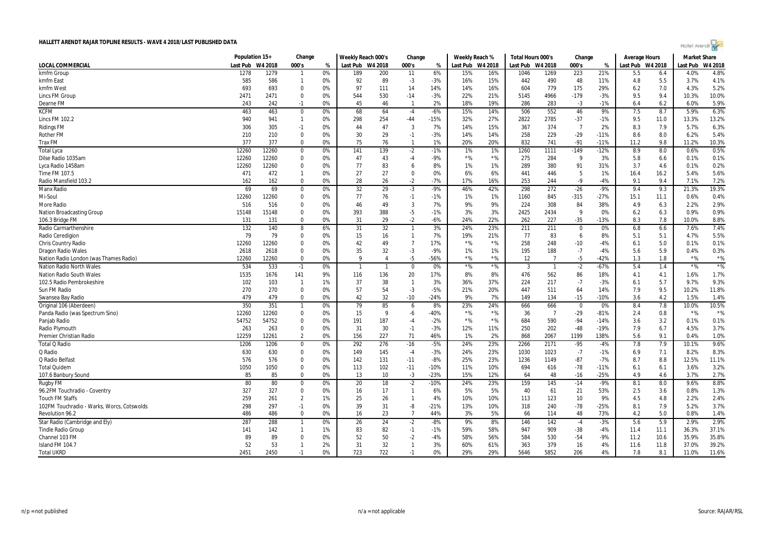# HALLETT ARENDT RAJAR TOPLINE RESULTS - WAVE 4 2018/LAST PUBLISHED DATA

| | Population 15+ | | Change | | Weekly Reach 000's | | Change | | Weekly Reach % | | Total Hours 000's | | Change | | Average Hours | | Market Share | |
|---|---|---|---|---|---|---|---|---|---|---|---|---|---|---|---|---|---|---|
| LOCAL COMMERCIAL | Last Pub | W4 2018 | 000's | % | Last Pub | W4 2018 | 000's | % | Last Pub | W4 2018 | Last Pub | W4 2018 | 000's | % | Last Pub | W4 2018 | Last Pub | W4 2018 |
| kmfm Group | 1278 | 1279 | 1 | 0% | 189 | 200 | 11 | 6% | 15% | 16% | 1046 | 1269 | 223 | 21% | 5.5 | 6.4 | 4.0% | 4.8% |
| kmfm East | 585 | 586 | 1 | 0% | 92 | 89 | -3 | -3% | 16% | 15% | 442 | 490 | 48 | 11% | 4.8 | 5.5 | 3.7% | 4.1% |
| kmfm West | 693 | 693 | 0 | 0% | 97 | 111 | 14 | 14% | 14% | 16% | 604 | 779 | 175 | 29% | 6.2 | 7.0 | 4.3% | 5.2% |
| Lincs FM Group | 2471 | 2471 | 0 | 0% | 544 | 530 | -14 | -3% | 22% | 21% | 5145 | 4966 | -179 | -3% | 9.5 | 9.4 | 10.3% | 10.0% |
| Dearne FM | 243 | 242 | -1 | 0% | 45 | 46 | 1 | 2% | 18% | 19% | 286 | 283 | -3 | -1% | 6.4 | 6.2 | 6.0% | 5.9% |
| KCFM | 463 | 463 | 0 | 0% | 68 | 64 | -4 | -6% | 15% | 14% | 506 | 552 | 46 | 9% | 7.5 | 8.7 | 5.9% | 6.3% |
| Lincs FM 102.2 | 940 | 941 | 1 | 0% | 298 | 254 | -44 | -15% | 32% | 27% | 2822 | 2785 | -37 | -1% | 9.5 | 11.0 | 13.3% | 13.2% |
| Ridings FM | 306 | 305 | -1 | 0% | 44 | 47 | 3 | 7% | 14% | 15% | 367 | 374 | 7 | 2% | 8.3 | 7.9 | 5.7% | 6.3% |
| Rother FM | 210 | 210 | 0 | 0% | 30 | 29 | -1 | -3% | 14% | 14% | 258 | 229 | -29 | -11% | 8.6 | 8.0 | 6.2% | 5.4% |
| Trax FM | 377 | 377 | 0 | 0% | 75 | 76 | 1 | 1% | 20% | 20% | 832 | 741 | -91 | -11% | 11.2 | 9.8 | 11.2% | 10.3% |
| Total Lyca | 12260 | 12260 | 0 | 0% | 141 | 139 | -2 | -1% | 1% | 1% | 1260 | 1111 | -149 | -12% | 8.9 | 8.0 | 0.6% | 0.5% |
| Dilse Radio 1035am | 12260 | 12260 | 0 | 0% | 47 | 43 | -4 | -9% | *% | *% | 275 | 284 | 9 | 3% | 5.8 | 6.6 | 0.1% | 0.1% |
| Lyca Radio 1458am | 12260 | 12260 | 0 | 0% | 77 | 83 | 6 | 8% | 1% | 1% | 289 | 380 | 91 | 31% | 3.7 | 4.6 | 0.1% | 0.2% |
| Time FM 107.5 | 471 | 472 | 1 | 0% | 27 | 27 | 0 | 0% | 6% | 6% | 441 | 446 | 5 | 1% | 16.4 | 16.2 | 5.4% | 5.6% |
| Radio Mansfield 103.2 | 162 | 162 | 0 | 0% | 28 | 26 | -2 | -7% | 17% | 16% | 253 | 244 | -9 | -4% | 9.1 | 9.4 | 7.1% | 7.2% |
| Manx Radio | 69 | 69 | 0 | 0% | 32 | 29 | -3 | -9% | 46% | 42% | 298 | 272 | -26 | -9% | 9.4 | 9.3 | 21.3% | 19.3% |
| Mi-Soul | 12260 | 12260 | 0 | 0% | 77 | 76 | -1 | -1% | 1% | 1% | 1160 | 845 | -315 | -27% | 15.1 | 11.1 | 0.6% | 0.4% |
| More Radio | 516 | 516 | 0 | 0% | 46 | 49 | 3 | 7% | 9% | 9% | 224 | 308 | 84 | 38% | 4.9 | 6.3 | 2.2% | 2.9% |
| Nation Broadcasting Group | 15148 | 15148 | 0 | 0% | 393 | 388 | -5 | -1% | 3% | 3% | 2425 | 2434 | 9 | 0% | 6.2 | 6.3 | 0.9% | 0.9% |
| 106.3 Bridge FM | 131 | 131 | 0 | 0% | 31 | 29 | -2 | -6% | 24% | 22% | 262 | 227 | -35 | -13% | 8.3 | 7.8 | 10.0% | 8.8% |
| Radio Carmarthenshire | 132 | 140 | 8 | 6% | 31 | 32 | 1 | 3% | 24% | 23% | 211 | 211 | 0 | 0% | 6.8 | 6.6 | 7.6% | 7.4% |
| Radio Ceredigion | 79 | 79 | 0 | 0% | 15 | 16 | 1 | 7% | 19% | 21% | 77 | 83 | 6 | 8% | 5.1 | 5.1 | 4.7% | 5.5% |
| Chris Country Radio | 12260 | 12260 | 0 | 0% | 42 | 49 | 7 | 17% | *% | *% | 258 | 248 | -10 | -4% | 6.1 | 5.0 | 0.1% | 0.1% |
| Dragon Radio Wales | 2618 | 2618 | 0 | 0% | 35 | 32 | -3 | -9% | 1% | 1% | 195 | 188 | -7 | -4% | 5.6 | 5.9 | 0.4% | 0.3% |
| Nation Radio London (was Thames Radio) | 12260 | 12260 | 0 | 0% | 9 | 4 | -5 | -56% | *% | *% | 12 | 7 | -5 | -42% | 1.3 | 1.8 | *% | *% |
| Nation Radio North Wales | 534 | 533 | -1 | 0% | 1 | 1 | 0 | 0% | *% | *% | 3 | 1 | -2 | -67% | 5.4 | 1.4 | *% | *% |
| Nation Radio South Wales | 1535 | 1676 | 141 | 9% | 116 | 136 | 20 | 17% | 8% | 8% | 476 | 562 | 86 | 18% | 4.1 | 4.1 | 1.6% | 1.7% |
| 102.5 Radio Pembrokeshire | 102 | 103 | 1 | 1% | 37 | 38 | 1 | 3% | 36% | 37% | 224 | 217 | -7 | -3% | 6.1 | 5.7 | 9.7% | 9.3% |
| Sun FM Radio | 270 | 270 | 0 | 0% | 57 | 54 | -3 | -5% | 21% | 20% | 447 | 511 | 64 | 14% | 7.9 | 9.5 | 10.2% | 11.8% |
| Swansea Bay Radio | 479 | 479 | 0 | 0% | 42 | 32 | -10 | -24% | 9% | 7% | 149 | 134 | -15 | -10% | 3.6 | 4.2 | 1.5% | 1.4% |
| Original 106 (Aberdeen) | 350 | 351 | 1 | 0% | 79 | 85 | 6 | 8% | 23% | 24% | 666 | 666 | 0 | 0% | 8.4 | 7.8 | 10.0% | 10.5% |
| Panda Radio (was Spectrum Sino) | 12260 | 12260 | 0 | 0% | 15 | 9 | -6 | -40% | *% | *% | 36 | 7 | -29 | -81% | 2.4 | 0.8 | *% | *% |
| Panjab Radio | 54752 | 54752 | 0 | 0% | 191 | 187 | -4 | -2% | *% | *% | 684 | 590 | -94 | -14% | 3.6 | 3.2 | 0.1% | 0.1% |
| Radio Plymouth | 263 | 263 | 0 | 0% | 31 | 30 | -1 | -3% | 12% | 11% | 250 | 202 | -48 | -19% | 7.9 | 6.7 | 4.5% | 3.7% |
| Premier Christian Radio | 12259 | 12261 | 2 | 0% | 156 | 227 | 71 | 46% | 1% | 2% | 868 | 2067 | 1199 | 138% | 5.6 | 9.1 | 0.4% | 1.0% |
| Total Q Radio | 1206 | 1206 | 0 | 0% | 292 | 276 | -16 | -5% | 24% | 23% | 2266 | 2171 | -95 | -4% | 7.8 | 7.9 | 10.1% | 9.6% |
| Q Radio | 630 | 630 | 0 | 0% | 149 | 145 | -4 | -3% | 24% | 23% | 1030 | 1023 | -7 | -1% | 6.9 | 7.1 | 8.2% | 8.3% |
| Q Radio Belfast | 576 | 576 | 0 | 0% | 142 | 131 | -11 | -8% | 25% | 23% | 1236 | 1149 | -87 | -7% | 8.7 | 8.8 | 12.5% | 11.1% |
| Total Quidem | 1050 | 1050 | 0 | 0% | 113 | 102 | -11 | -10% | 11% | 10% | 694 | 616 | -78 | -11% | 6.1 | 6.1 | 3.6% | 3.2% |
| 107.6 Banbury Sound | 85 | 85 | 0 | 0% | 13 | 10 | -3 | -23% | 15% | 12% | 64 | 48 | -16 | -25% | 4.9 | 4.6 | 3.7% | 2.7% |
| Rugby FM | 80 | 80 | 0 | 0% | 20 | 18 | -2 | -10% | 24% | 23% | 159 | 145 | -14 | -9% | 8.1 | 8.0 | 9.6% | 8.8% |
| 96.2FM Touchradio - Coventry | 327 | 327 | 0 | 0% | 16 | 17 | 1 | 6% | 5% | 5% | 40 | 61 | 21 | 53% | 2.5 | 3.6 | 0.8% | 1.3% |
| Touch FM Staffs | 259 | 261 | 2 | 1% | 25 | 26 | 1 | 4% | 10% | 10% | 113 | 123 | 10 | 9% | 4.5 | 4.8 | 2.2% | 2.4% |
| 102FM Touchradio - Warks, Worcs, Cotswolds | 298 | 297 | -1 | 0% | 39 | 31 | -8 | -21% | 13% | 10% | 318 | 240 | -78 | -25% | 8.1 | 7.9 | 5.2% | 3.7% |
| Revolution 96.2 | 486 | 486 | 0 | 0% | 16 | 23 | 7 | 44% | 3% | 5% | 66 | 114 | 48 | 73% | 4.2 | 5.0 | 0.8% | 1.4% |
| Star Radio (Cambridge and Ely) | 287 | 288 | 1 | 0% | 26 | 24 | -2 | -8% | 9% | 8% | 146 | 142 | -4 | -3% | 5.6 | 5.9 | 2.9% | 2.9% |
| Tindle Radio Group | 141 | 142 | 1 | 1% | 83 | 82 | -1 | -1% | 59% | 58% | 947 | 909 | -38 | -4% | 11.4 | 11.1 | 36.3% | 37.1% |
| Channel 103 FM | 89 | 89 | 0 | 0% | 52 | 50 | -2 | -4% | 58% | 56% | 584 | 530 | -54 | -9% | 11.2 | 10.6 | 35.9% | 35.8% |
| Island FM 104.7 | 52 | 53 | 1 | 2% | 31 | 32 | 1 | 3% | 60% | 61% | 363 | 379 | 16 | 4% | 11.6 | 11.8 | 37.0% | 39.2% |
| Total UKRD | 2451 | 2450 | -1 | 0% | 723 | 722 | -1 | 0% | 29% | 29% | 5646 | 5852 | 206 | 4% | 7.8 | 8.1 | 11.0% | 11.6% |

n/p = not published | n/a = not applicable | Source: RAJAR/RSL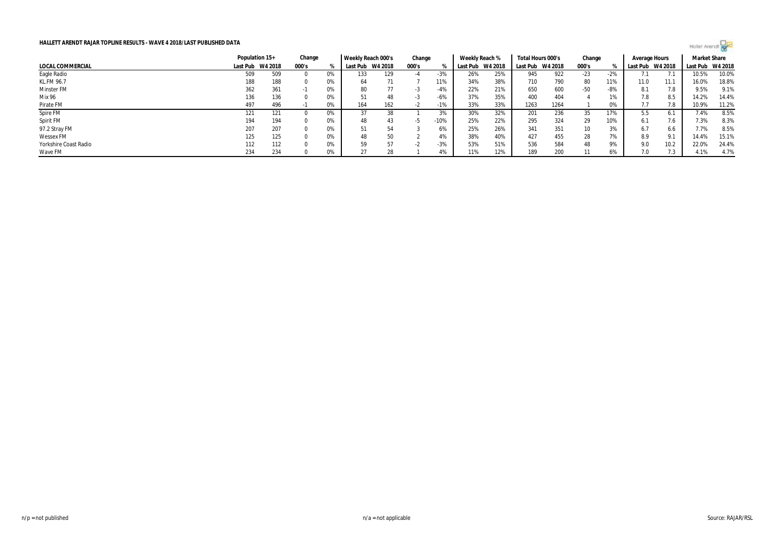**HALLETT ARENDT RAJAR TOPLINE RESULTS - WAVE 4 2018/LAST PUBLISHED DATA**

| | Population 15+ | | Change | | Weekly Reach 000's | | Change | | Weekly Reach % | | Total Hours 000's | | Change | | Average Hours | | Market Share | |
|---|---|---|---|---|---|---|---|---|---|---|---|---|---|---|---|---|---|---|
| LOCAL COMMERCIAL | Last Pub | W4 2018 | 000's | % | Last Pub | W4 2018 | 000's | % | Last Pub | W4 2018 | Last Pub | W4 2018 | 000's | % | Last Pub | W4 2018 | Last Pub | W4 2018 |
| Eagle Radio | 509 | 509 | 0 | 0% | 133 | 129 | -4 | -3% | 26% | 25% | 945 | 922 | -23 | -2% | 7.1 | 7.1 | 10.5% | 10.0% |
| KL.FM 96.7 | 188 | 188 | 0 | 0% | 64 | 71 | 7 | 11% | 34% | 38% | 710 | 790 | 80 | 11% | 11.0 | 11.1 | 16.0% | 18.8% |
| Minster FM | 362 | 361 | -1 | 0% | 80 | 77 | -3 | -4% | 22% | 21% | 650 | 600 | -50 | -8% | 8.1 | 7.8 | 9.5% | 9.1% |
| Mix 96 | 136 | 136 | 0 | 0% | 51 | 48 | -3 | -6% | 37% | 35% | 400 | 404 | 4 | 1% | 7.8 | 8.5 | 14.2% | 14.4% |
| Pirate FM | 497 | 496 | -1 | 0% | 164 | 162 | -2 | -1% | 33% | 33% | 1263 | 1264 | 1 | 0% | 7.7 | 7.8 | 10.9% | 11.2% |
| Spire FM | 121 | 121 | 0 | 0% | 37 | 38 | 1 | 3% | 30% | 32% | 201 | 236 | 35 | 17% | 5.5 | 6.1 | 7.4% | 8.5% |
| Spirit FM | 194 | 194 | 0 | 0% | 48 | 43 | -5 | -10% | 25% | 22% | 295 | 324 | 29 | 10% | 6.1 | 7.6 | 7.3% | 8.3% |
| 97.2 Stray FM | 207 | 207 | 0 | 0% | 51 | 54 | 3 | 6% | 25% | 26% | 341 | 351 | 10 | 3% | 6.7 | 6.6 | 7.7% | 8.5% |
| Wessex FM | 125 | 125 | 0 | 0% | 48 | 50 | 2 | 4% | 38% | 40% | 427 | 455 | 28 | 7% | 8.9 | 9.1 | 14.4% | 15.1% |
| Yorkshire Coast Radio | 112 | 112 | 0 | 0% | 59 | 57 | -2 | -3% | 53% | 51% | 536 | 584 | 48 | 9% | 9.0 | 10.2 | 22.0% | 24.4% |
| Wave FM | 234 | 234 | 0 | 0% | 27 | 28 | 1 | 4% | 11% | 12% | 189 | 200 | 11 | 6% | 7.0 | 7.3 | 4.1% | 4.7% |

n/p = not published

n/a = not applicable

Source: RAJAR/RSL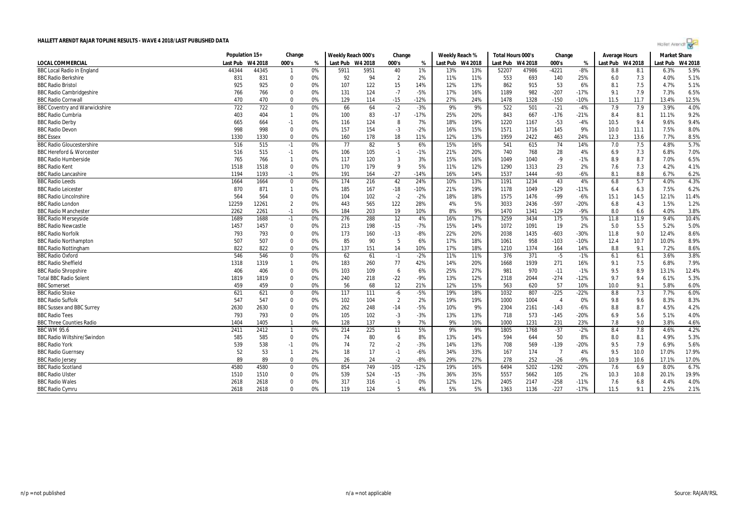# HALLETT ARENDT RAJAR TOPLINE RESULTS - WAVE 4 2018/LAST PUBLISHED DATA

| | Population 15+ | | Change | | Weekly Reach 000's | | Change | | Weekly Reach % | | Total Hours 000's | | Change | | Average Hours | | Market Share | |
|---|---|---|---|---|---|---|---|---|---|---|---|---|---|---|---|---|---|---|
| LOCAL COMMERCIAL | Last Pub | W4 2018 | 000's | % | Last Pub | W4 2018 | 000's | % | Last Pub | W4 2018 | Last Pub | W4 2018 | 000's | % | Last Pub | W4 2018 | Last Pub | W4 2018 |
| BBC Local Radio in England | 44344 | 44345 | 1 | 0% | 5911 | 5951 | 40 | 1% | 13% | 13% | 52207 | 47986 | -4221 | -8% | 8.8 | 8.1 | 6.3% | 5.9% |
| BBC Radio Berkshire | 831 | 831 | 0 | 0% | 92 | 94 | 2 | 2% | 11% | 11% | 553 | 693 | 140 | 25% | 6.0 | 7.3 | 4.0% | 5.1% |
| BBC Radio Bristol | 925 | 925 | 0 | 0% | 107 | 122 | 15 | 14% | 12% | 13% | 862 | 915 | 53 | 6% | 8.1 | 7.5 | 4.7% | 5.1% |
| BBC Radio Cambridgeshire | 766 | 766 | 0 | 0% | 131 | 124 | -7 | -5% | 17% | 16% | 1189 | 982 | -207 | -17% | 9.1 | 7.9 | 7.3% | 6.5% |
| BBC Radio Cornwall | 470 | 470 | 0 | 0% | 129 | 114 | -15 | -12% | 27% | 24% | 1478 | 1328 | -150 | -10% | 11.5 | 11.7 | 13.4% | 12.5% |
| BBC Coventry and Warwickshire | 722 | 722 | 0 | 0% | 66 | 64 | -2 | -3% | 9% | 9% | 522 | 501 | -21 | -4% | 7.9 | 7.9 | 3.9% | 4.0% |
| BBC Radio Cumbria | 403 | 404 | 1 | 0% | 100 | 83 | -17 | -17% | 25% | 20% | 843 | 667 | -176 | -21% | 8.4 | 8.1 | 11.1% | 9.2% |
| BBC Radio Derby | 665 | 664 | -1 | 0% | 116 | 124 | 8 | 7% | 18% | 19% | 1220 | 1167 | -53 | -4% | 10.5 | 9.4 | 9.6% | 9.4% |
| BBC Radio Devon | 998 | 998 | 0 | 0% | 157 | 154 | -3 | -2% | 16% | 15% | 1571 | 1716 | 145 | 9% | 10.0 | 11.1 | 7.5% | 8.0% |
| BBC Essex | 1330 | 1330 | 0 | 0% | 160 | 178 | 18 | 11% | 12% | 13% | 1959 | 2422 | 463 | 24% | 12.3 | 13.6 | 7.7% | 8.5% |
| BBC Radio Gloucestershire | 516 | 515 | -1 | 0% | 77 | 82 | 5 | 6% | 15% | 16% | 541 | 615 | 74 | 14% | 7.0 | 7.5 | 4.8% | 5.7% |
| BBC Hereford & Worcester | 516 | 515 | -1 | 0% | 106 | 105 | -1 | -1% | 21% | 20% | 740 | 768 | 28 | 4% | 6.9 | 7.3 | 6.8% | 7.0% |
| BBC Radio Humberside | 765 | 766 | 1 | 0% | 117 | 120 | 3 | 3% | 15% | 16% | 1049 | 1040 | -9 | -1% | 8.9 | 8.7 | 7.0% | 6.5% |
| BBC Radio Kent | 1518 | 1518 | 0 | 0% | 170 | 179 | 9 | 5% | 11% | 12% | 1290 | 1313 | 23 | 2% | 7.6 | 7.3 | 4.2% | 4.1% |
| BBC Radio Lancashire | 1194 | 1193 | -1 | 0% | 191 | 164 | -27 | -14% | 16% | 14% | 1537 | 1444 | -93 | -6% | 8.1 | 8.8 | 6.7% | 6.2% |
| BBC Radio Leeds | 1664 | 1664 | 0 | 0% | 174 | 216 | 42 | 24% | 10% | 13% | 1191 | 1234 | 43 | 4% | 6.8 | 5.7 | 4.0% | 4.3% |
| BBC Radio Leicester | 870 | 871 | 1 | 0% | 185 | 167 | -18 | -10% | 21% | 19% | 1178 | 1049 | -129 | -11% | 6.4 | 6.3 | 7.5% | 6.2% |
| BBC Radio Lincolnshire | 564 | 564 | 0 | 0% | 104 | 102 | -2 | -2% | 18% | 18% | 1575 | 1476 | -99 | -6% | 15.1 | 14.5 | 12.1% | 11.4% |
| BBC Radio London | 12259 | 12261 | 2 | 0% | 443 | 565 | 122 | 28% | 4% | 5% | 3033 | 2436 | -597 | -20% | 6.8 | 4.3 | 1.5% | 1.2% |
| BBC Radio Manchester | 2262 | 2261 | -1 | 0% | 184 | 203 | 19 | 10% | 8% | 9% | 1470 | 1341 | -129 | -9% | 8.0 | 6.6 | 4.0% | 3.8% |
| BBC Radio Merseyside | 1689 | 1688 | -1 | 0% | 276 | 288 | 12 | 4% | 16% | 17% | 3259 | 3434 | 175 | 5% | 11.8 | 11.9 | 9.4% | 10.4% |
| BBC Radio Newcastle | 1457 | 1457 | 0 | 0% | 213 | 198 | -15 | -7% | 15% | 14% | 1072 | 1091 | 19 | 2% | 5.0 | 5.5 | 5.2% | 5.0% |
| BBC Radio Norfolk | 793 | 793 | 0 | 0% | 173 | 160 | -13 | -8% | 22% | 20% | 2038 | 1435 | -603 | -30% | 11.8 | 9.0 | 12.4% | 8.6% |
| BBC Radio Northampton | 507 | 507 | 0 | 0% | 85 | 90 | 5 | 6% | 17% | 18% | 1061 | 958 | -103 | -10% | 12.4 | 10.7 | 10.0% | 8.9% |
| BBC Radio Nottingham | 822 | 822 | 0 | 0% | 137 | 151 | 14 | 10% | 17% | 18% | 1210 | 1374 | 164 | 14% | 8.8 | 9.1 | 7.2% | 8.6% |
| BBC Radio Oxford | 546 | 546 | 0 | 0% | 62 | 61 | -1 | -2% | 11% | 11% | 376 | 371 | -5 | -1% | 6.1 | 6.1 | 3.6% | 3.8% |
| BBC Radio Sheffield | 1318 | 1319 | 1 | 0% | 183 | 260 | 77 | 42% | 14% | 20% | 1668 | 1939 | 271 | 16% | 9.1 | 7.5 | 6.8% | 7.9% |
| BBC Radio Shropshire | 406 | 406 | 0 | 0% | 103 | 109 | 6 | 6% | 25% | 27% | 981 | 970 | -11 | -1% | 9.5 | 8.9 | 13.1% | 12.4% |
| Total BBC Radio Solent | 1819 | 1819 | 0 | 0% | 240 | 218 | -22 | -9% | 13% | 12% | 2318 | 2044 | -274 | -12% | 9.7 | 9.4 | 6.1% | 5.3% |
| BBC Somerset | 459 | 459 | 0 | 0% | 56 | 68 | 12 | 21% | 12% | 15% | 563 | 620 | 57 | 10% | 10.0 | 9.1 | 5.8% | 6.0% |
| BBC Radio Stoke | 621 | 621 | 0 | 0% | 117 | 111 | -6 | -5% | 19% | 18% | 1032 | 807 | -225 | -22% | 8.8 | 7.3 | 7.7% | 6.0% |
| BBC Radio Suffolk | 547 | 547 | 0 | 0% | 102 | 104 | 2 | 2% | 19% | 19% | 1000 | 1004 | 4 | 0% | 9.8 | 9.6 | 8.3% | 8.3% |
| BBC Sussex and BBC Surrey | 2630 | 2630 | 0 | 0% | 262 | 248 | -14 | -5% | 10% | 9% | 2304 | 2161 | -143 | -6% | 8.8 | 8.7 | 4.5% | 4.2% |
| BBC Radio Tees | 793 | 793 | 0 | 0% | 105 | 102 | -3 | -3% | 13% | 13% | 718 | 573 | -145 | -20% | 6.9 | 5.6 | 5.1% | 4.0% |
| BBC Three Counties Radio | 1404 | 1405 | 1 | 0% | 128 | 137 | 9 | 7% | 9% | 10% | 1000 | 1231 | 231 | 23% | 7.8 | 9.0 | 3.8% | 4.6% |
| BBC WM 95.6 | 2411 | 2412 | 1 | 0% | 214 | 225 | 11 | 5% | 9% | 9% | 1805 | 1768 | -37 | -2% | 8.4 | 7.8 | 4.6% | 4.2% |
| BBC Radio Wiltshire/Swindon | 585 | 585 | 0 | 0% | 74 | 80 | 6 | 8% | 13% | 14% | 594 | 644 | 50 | 8% | 8.0 | 8.1 | 4.9% | 5.3% |
| BBC Radio York | 539 | 538 | -1 | 0% | 74 | 72 | -2 | -3% | 14% | 13% | 708 | 569 | -139 | -20% | 9.5 | 7.9 | 6.9% | 5.6% |
| BBC Radio Guernsey | 52 | 53 | 1 | 2% | 18 | 17 | -1 | -6% | 34% | 33% | 167 | 174 | 7 | 4% | 9.5 | 10.0 | 17.0% | 17.9% |
| BBC Radio Jersey | 89 | 89 | 0 | 0% | 26 | 24 | -2 | -8% | 29% | 27% | 278 | 252 | -26 | -9% | 10.9 | 10.6 | 17.1% | 17.0% |
| BBC Radio Scotland | 4580 | 4580 | 0 | 0% | 854 | 749 | -105 | -12% | 19% | 16% | 6494 | 5202 | -1292 | -20% | 7.6 | 6.9 | 8.0% | 6.7% |
| BBC Radio Ulster | 1510 | 1510 | 0 | 0% | 539 | 524 | -15 | -3% | 36% | 35% | 5557 | 5662 | 105 | 2% | 10.3 | 10.8 | 20.1% | 19.9% |
| BBC Radio Wales | 2618 | 2618 | 0 | 0% | 317 | 316 | -1 | 0% | 12% | 12% | 2405 | 2147 | -258 | -11% | 7.6 | 6.8 | 4.4% | 4.0% |
| BBC Radio Cymru | 2618 | 2618 | 0 | 0% | 119 | 124 | 5 | 4% | 5% | 5% | 1363 | 1136 | -227 | -17% | 11.5 | 9.1 | 2.5% | 2.1% |

n/p = not published

n/a = not applicable

Source: RAJAR/RSL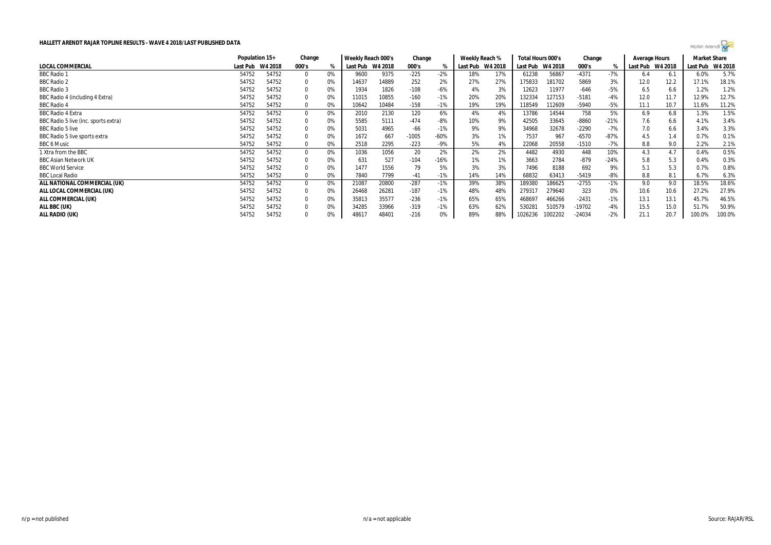**HALLETT ARENDT RAJAR TOPLINE RESULTS - WAVE 4 2018/LAST PUBLISHED DATA**

| | Population 15+ | | Change | | Weekly Reach 000's | | Change | | Weekly Reach % | | Total Hours 000's | | Change | | Average Hours | | Market Share | |
|---|---|---|---|---|---|---|---|---|---|---|---|---|---|---|---|---|---|---|
| LOCAL COMMERCIAL | Last Pub | W4 2018 | 000's | % | Last Pub | W4 2018 | 000's | % | Last Pub | W4 2018 | Last Pub | W4 2018 | 000's | % | Last Pub | W4 2018 | Last Pub | W4 2018 |
| BBC Radio 1 | 54752 | 54752 | 0 | 0% | 9600 | 9375 | -225 | -2% | 18% | 17% | 61238 | 56867 | -4371 | -7% | 6.4 | 6.1 | 6.0% | 5.7% |
| BBC Radio 2 | 54752 | 54752 | 0 | 0% | 14637 | 14889 | 252 | 2% | 27% | 27% | 175833 | 181702 | 5869 | 3% | 12.0 | 12.2 | 17.1% | 18.1% |
| BBC Radio 3 | 54752 | 54752 | 0 | 0% | 1934 | 1826 | -108 | -6% | 4% | 3% | 12623 | 11977 | -646 | -5% | 6.5 | 6.6 | 1.2% | 1.2% |
| BBC Radio 4 (including 4 Extra) | 54752 | 54752 | 0 | 0% | 11015 | 10855 | -160 | -1% | 20% | 20% | 132334 | 127153 | -5181 | -4% | 12.0 | 11.7 | 12.9% | 12.7% |
| BBC Radio 4 | 54752 | 54752 | 0 | 0% | 10642 | 10484 | -158 | -1% | 19% | 19% | 118549 | 112609 | -5940 | -5% | 11.1 | 10.7 | 11.6% | 11.2% |
| BBC Radio 4 Extra | 54752 | 54752 | 0 | 0% | 2010 | 2130 | 120 | 6% | 4% | 4% | 13786 | 14544 | 758 | 5% | 6.9 | 6.8 | 1.3% | 1.5% |
| BBC Radio 5 live (inc. sports extra) | 54752 | 54752 | 0 | 0% | 5585 | 5111 | -474 | -8% | 10% | 9% | 42505 | 33645 | -8860 | -21% | 7.6 | 6.6 | 4.1% | 3.4% |
| BBC Radio 5 live | 54752 | 54752 | 0 | 0% | 5031 | 4965 | -66 | -1% | 9% | 9% | 34968 | 32678 | -2290 | -7% | 7.0 | 6.6 | 3.4% | 3.3% |
| BBC Radio 5 live sports extra | 54752 | 54752 | 0 | 0% | 1672 | 667 | -1005 | -60% | 3% | 1% | 7537 | 967 | -6570 | -87% | 4.5 | 1.4 | 0.7% | 0.1% |
| BBC 6 Music | 54752 | 54752 | 0 | 0% | 2518 | 2295 | -223 | -9% | 5% | 4% | 22068 | 20558 | -1510 | -7% | 8.8 | 9.0 | 2.2% | 2.1% |
| 1 Xtra from the BBC | 54752 | 54752 | 0 | 0% | 1036 | 1056 | 20 | 2% | 2% | 2% | 4482 | 4930 | 448 | 10% | 4.3 | 4.7 | 0.4% | 0.5% |
| BBC Asian Network UK | 54752 | 54752 | 0 | 0% | 631 | 527 | -104 | -16% | 1% | 1% | 3663 | 2784 | -879 | -24% | 5.8 | 5.3 | 0.4% | 0.3% |
| BBC World Service | 54752 | 54752 | 0 | 0% | 1477 | 1556 | 79 | 5% | 3% | 3% | 7496 | 8188 | 692 | 9% | 5.1 | 5.3 | 0.7% | 0.8% |
| BBC Local Radio | 54752 | 54752 | 0 | 0% | 7840 | 7799 | -41 | -1% | 14% | 14% | 68832 | 63413 | -5419 | -8% | 8.8 | 8.1 | 6.7% | 6.3% |
| **ALL NATIONAL COMMERCIAL (UK)** | 54752 | 54752 | 0 | 0% | 21087 | 20800 | -287 | -1% | 39% | 38% | 189380 | 186625 | -2755 | -1% | 9.0 | 9.0 | 18.5% | 18.6% |
| **ALL LOCAL COMMERCIAL (UK)** | 54752 | 54752 | 0 | 0% | 26468 | 26281 | -187 | -1% | 48% | 48% | 279317 | 279640 | 323 | 0% | 10.6 | 10.6 | 27.2% | 27.9% |
| **ALL COMMERCIAL (UK)** | 54752 | 54752 | 0 | 0% | 35813 | 35577 | -236 | -1% | 65% | 65% | 468697 | 466266 | -2431 | -1% | 13.1 | 13.1 | 45.7% | 46.5% |
| **ALL BBC (UK)** | 54752 | 54752 | 0 | 0% | 34285 | 33966 | -319 | -1% | 63% | 62% | 530281 | 510579 | -19702 | -4% | 15.5 | 15.0 | 51.7% | 50.9% |
| **ALL RADIO (UK)** | 54752 | 54752 | 0 | 0% | 48617 | 48401 | -216 | 0% | 89% | 88% | 1026236 | 1002202 | -24034 | -2% | 21.1 | 20.7 | 100.0% | 100.0% |

n/p = not published

n/a = not applicable

Source: RAJAR/RSL